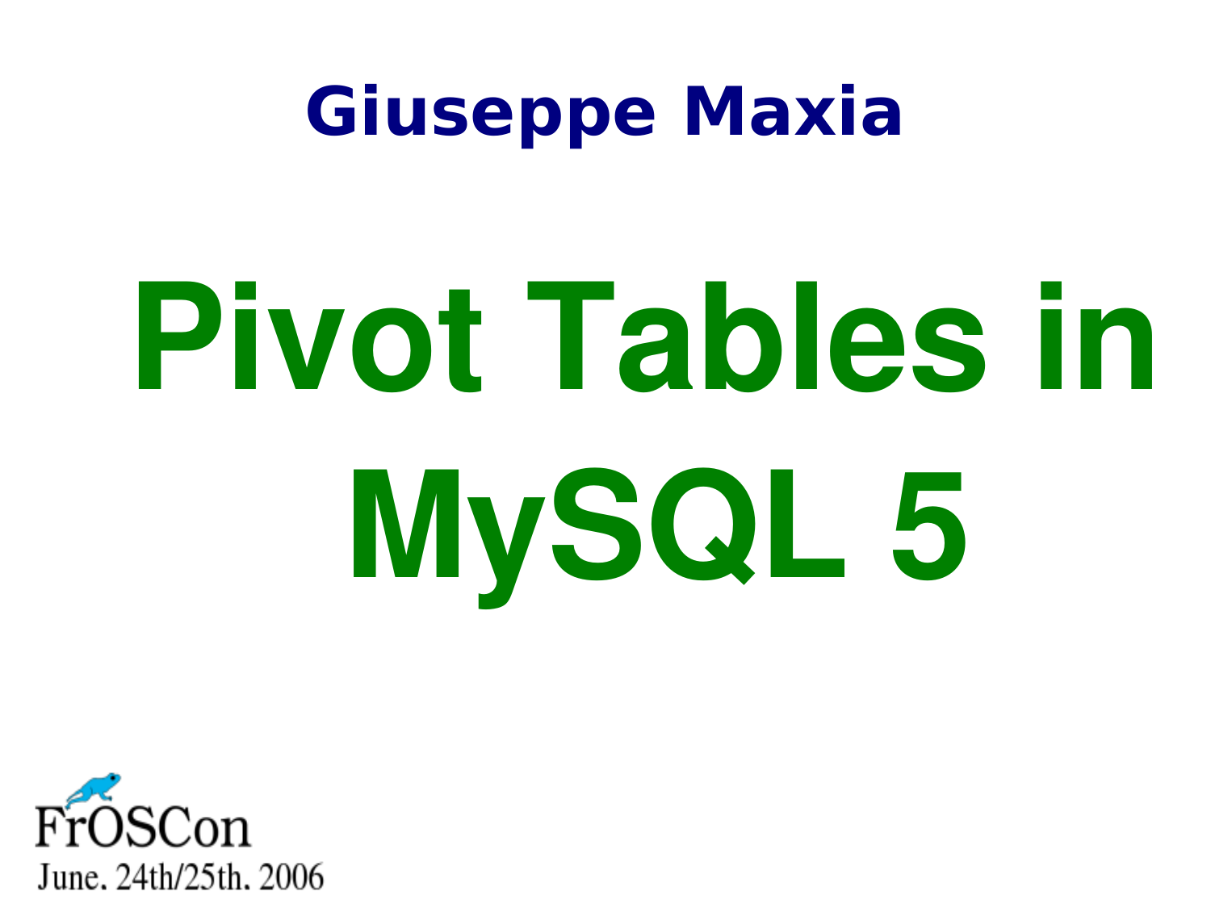## Giuseppe Maxia

# Pivot Tables in MySQL 5

FrOSCon

June. 24th/25th. 2006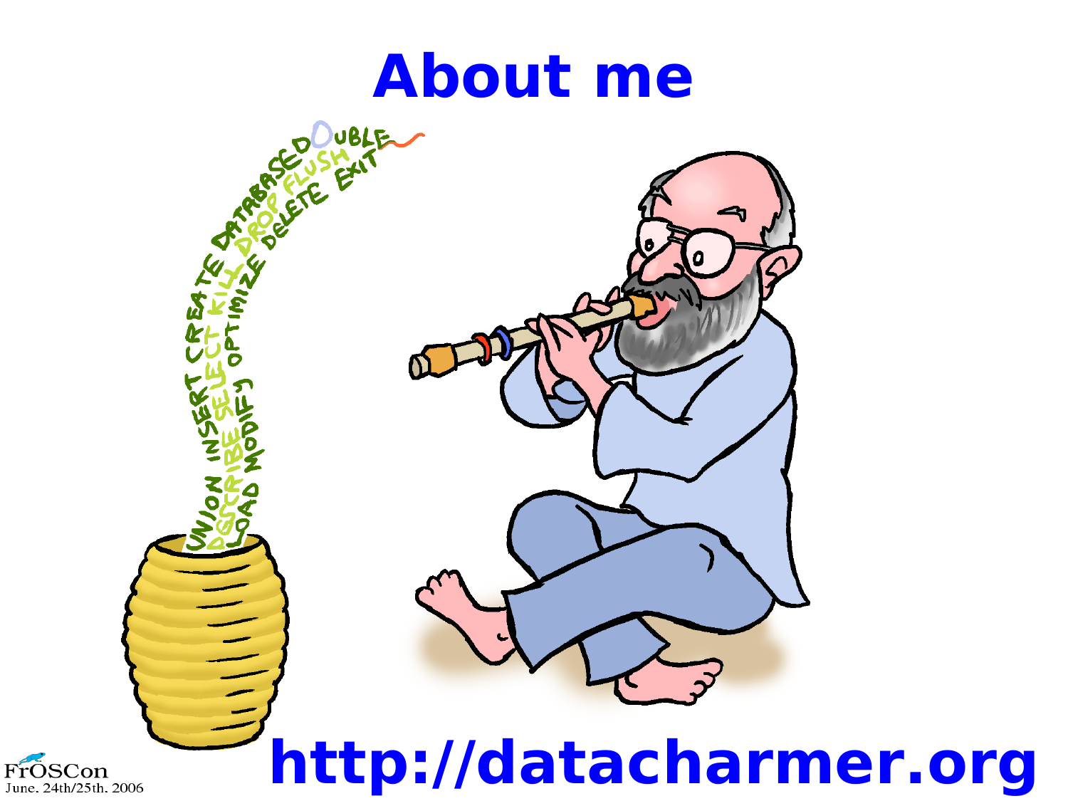# About me

http://datacharmer.org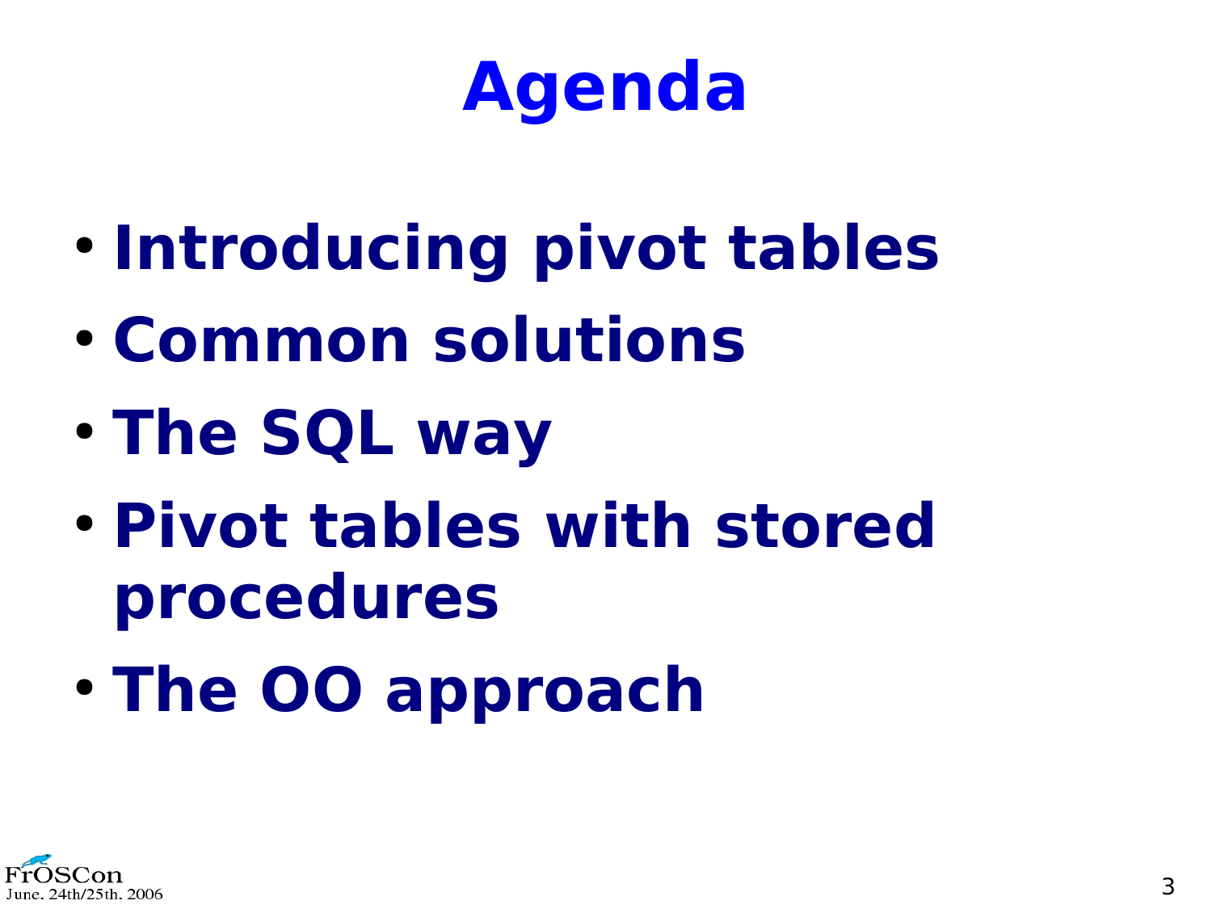# Agenda

- Introducing pivot tables
- Common solutions
- The SQL way
- Pivot tables with stored procedures
- The OO approach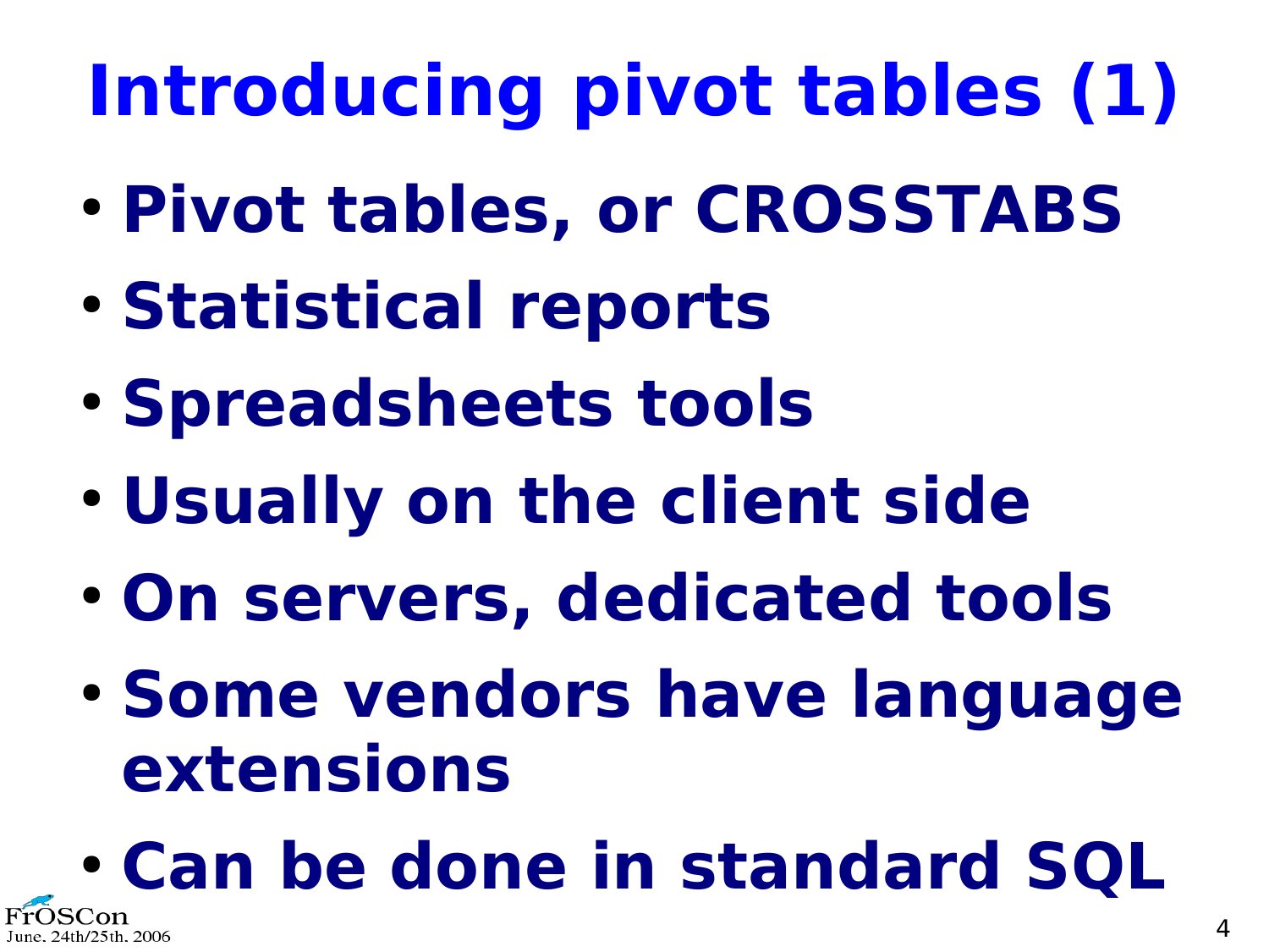# Introducing pivot tables (1)

- **Pivot tables, or CROSSTABS**
- **Statistical reports**
- **Spreadsheets tools**
- **Usually on the client side**
- **On servers, dedicated tools**
- **Some vendors have language extensions**
- **Can be done in standard SQL**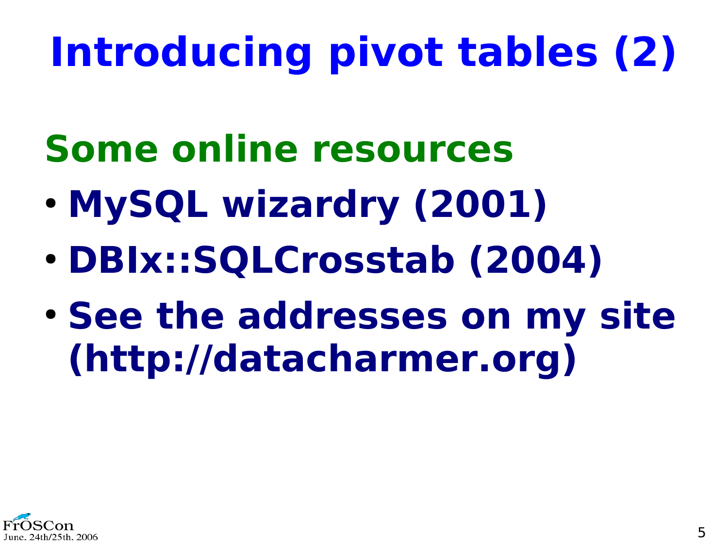# Introducing pivot tables (2)

## Some online resources

- MySQL wizardry (2001)
- DBIx::SQLCrosstab (2004)
- See the addresses on my site (http://datacharmer.org)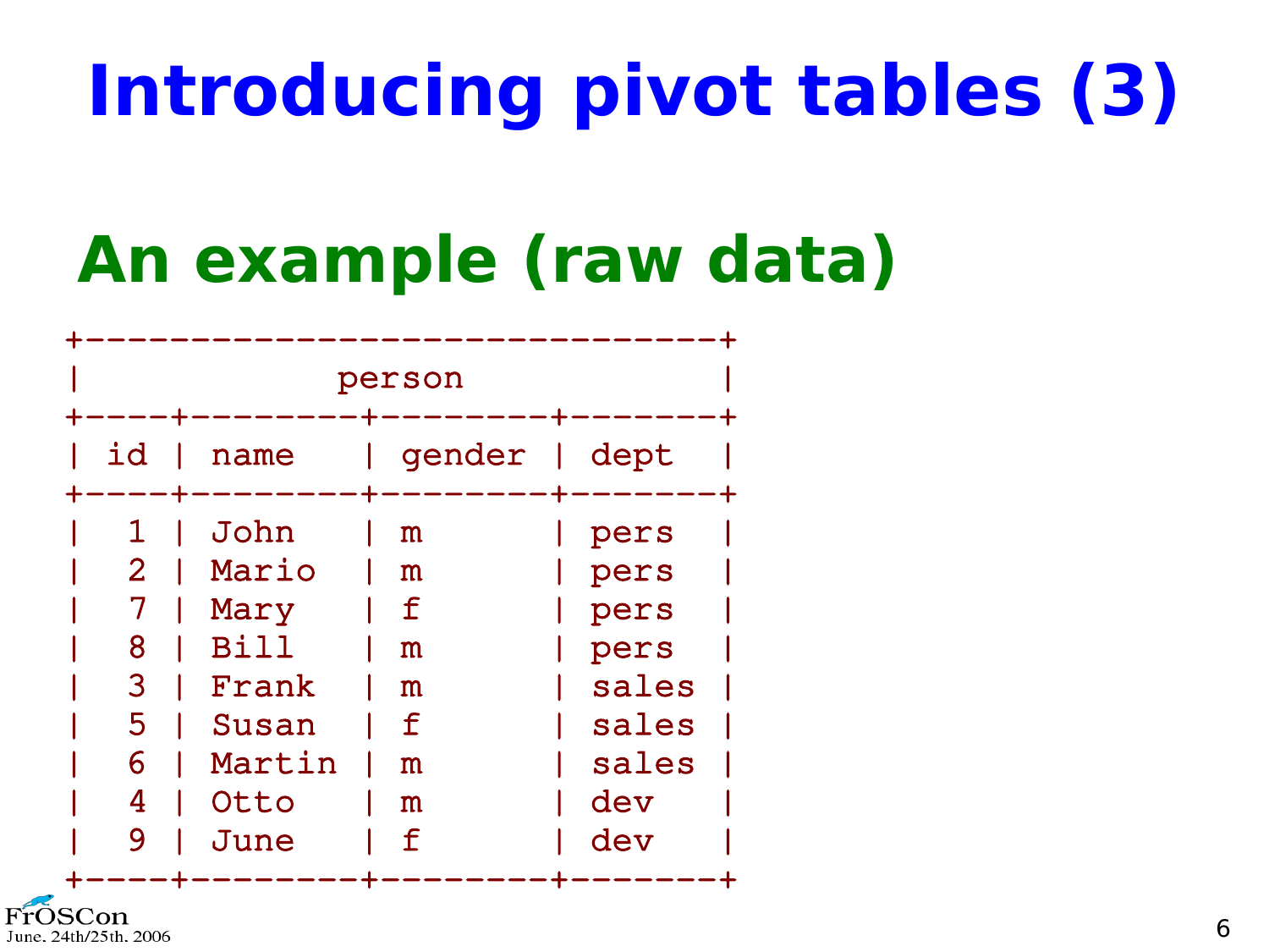# Introducing pivot tables (3)

## An example (raw data)

| person | | | |
|---|---|---|---|
| **id** | **name** | **gender** | **dept** |
| 1 | John | m | pers |
| 2 | Mario | m | pers |
| 7 | Mary | f | pers |
| 8 | Bill | m | pers |
| 3 | Frank | m | sales |
| 5 | Susan | f | sales |
| 6 | Martin | m | sales |
| 4 | Otto | m | dev |
| 9 | June | f | dev |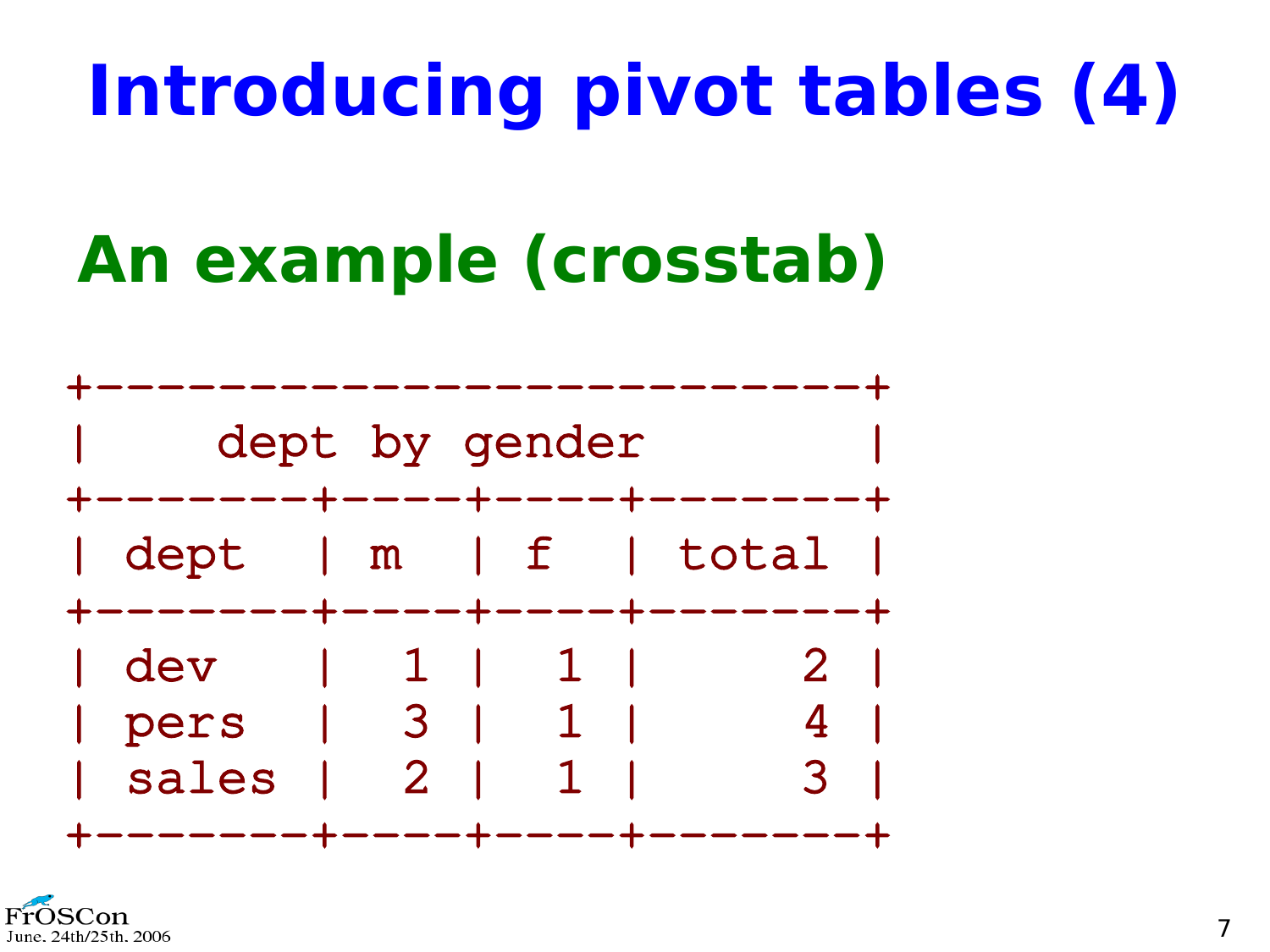# Introducing pivot tables (4)

## An example (crosstab)

```
+--------------------------+
|    dept by gender        |
+-------+----+----+--------+
| dept  | m  | f  | total  |
+-------+----+----+--------+
| dev   |  1 |  1 |      2 |
| pers  |  3 |  1 |      4 |
| sales |  2 |  1 |      3 |
+-------+----+----+--------+
```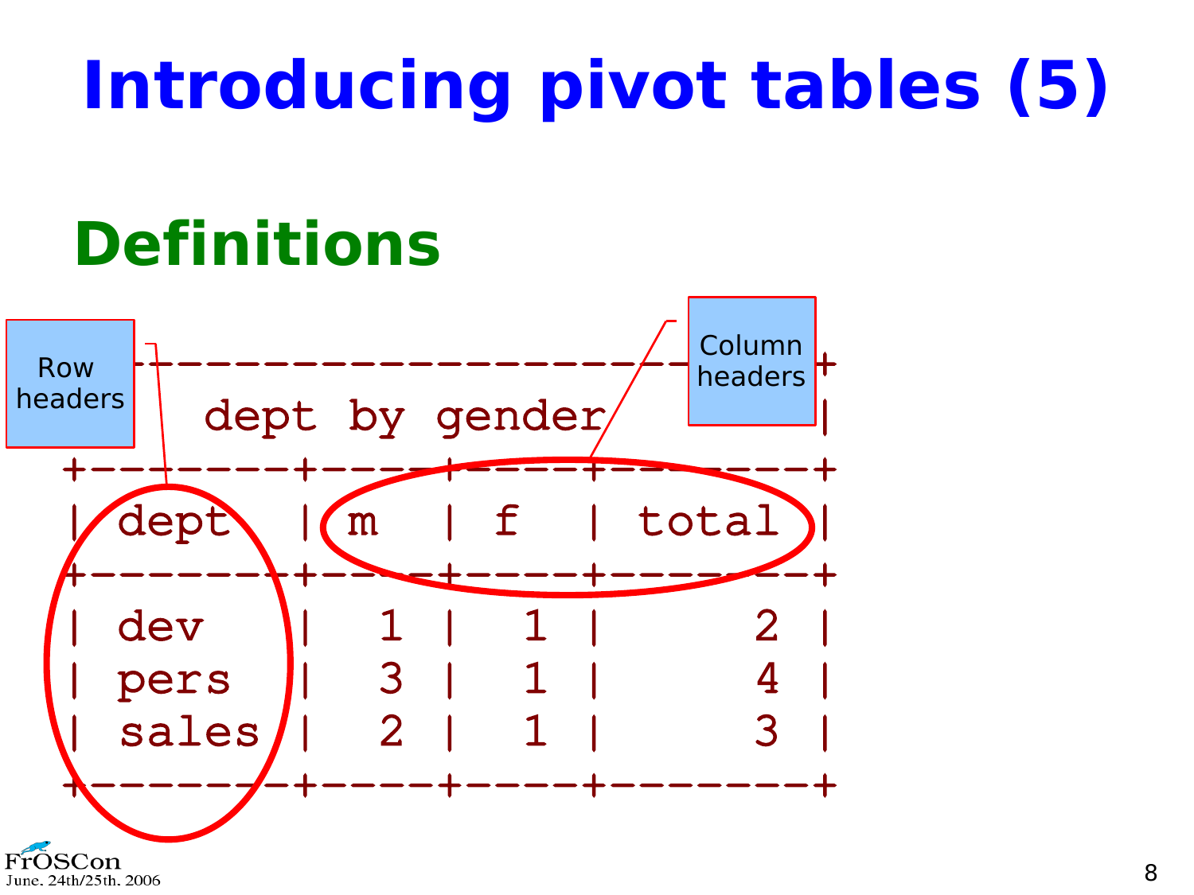# Introducing pivot tables (5)

## Definitions

Row headers

Column headers

```
+---------------------------------+
|      dept by gender             |
+-------+----+----+--------+
| dept  | m  | f  | total  |
+-------+----+----+--------+
| dev   |  1 |  1 |      2 |
| pers  |  3 |  1 |      4 |
| sales |  2 |  1 |      3 |
+-------+----+----+--------+
```

FrOSCon
June, 24th/25th, 2006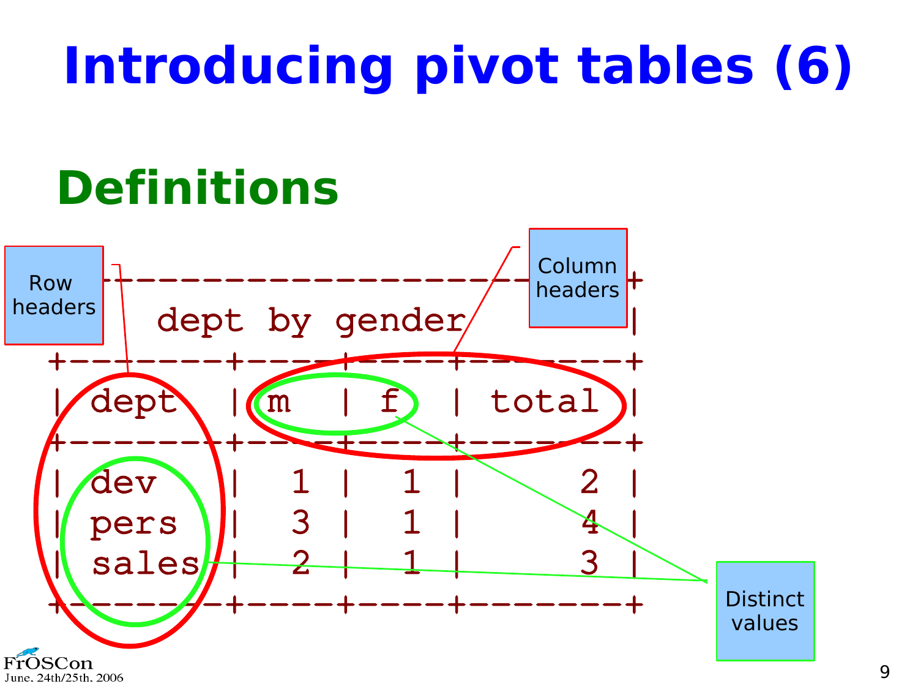# Introducing pivot tables (6)

## Definitions

```
+-----------------------------------+
|          dept by gender           |
+---------+-----+-----+-------------+
| dept    | m   | f   | total       |
+---------+-----+-----+-------------+
| dev     |   1 |   1 |           2 |
| pers    |   3 |   1 |           4 |
| sales   |   2 |   1 |           3 |
+---------+-----+-----+-------------+
```

Row headers

Column headers

Distinct values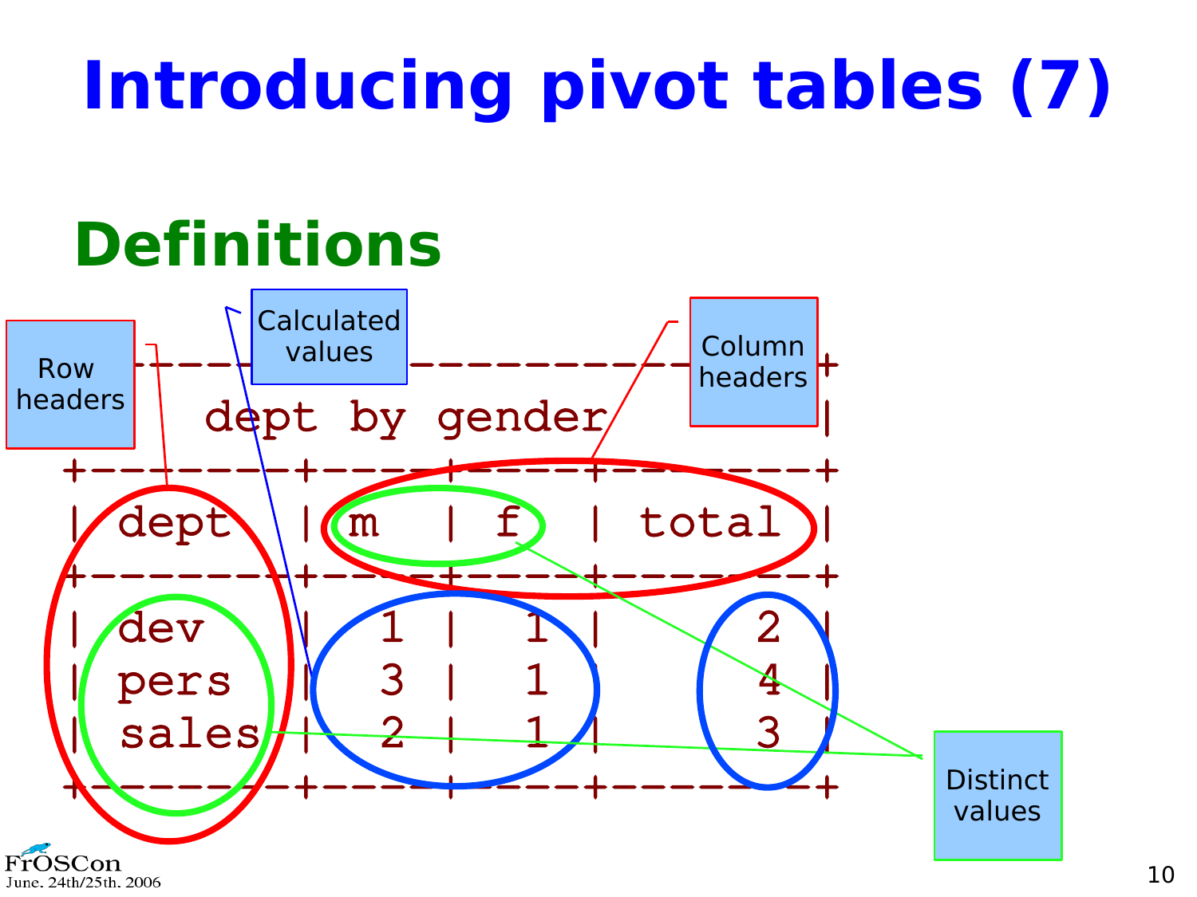# Introducing pivot tables (7)

## Definitions

```
+-----------------------------------+
|         dept by gender            |
+-------+-----+-----+---------------+
| dept  | m   | f   | total         |
+-------+-----+-----+---------------+
| dev   |  1  |  1  |            2  |
| pers  |  3  |  1  |            4  |
| sales |  2  |  1  |            3  |
+-------+-----+-----+---------------+
```

Row headers

Calculated values

Column headers

Distinct values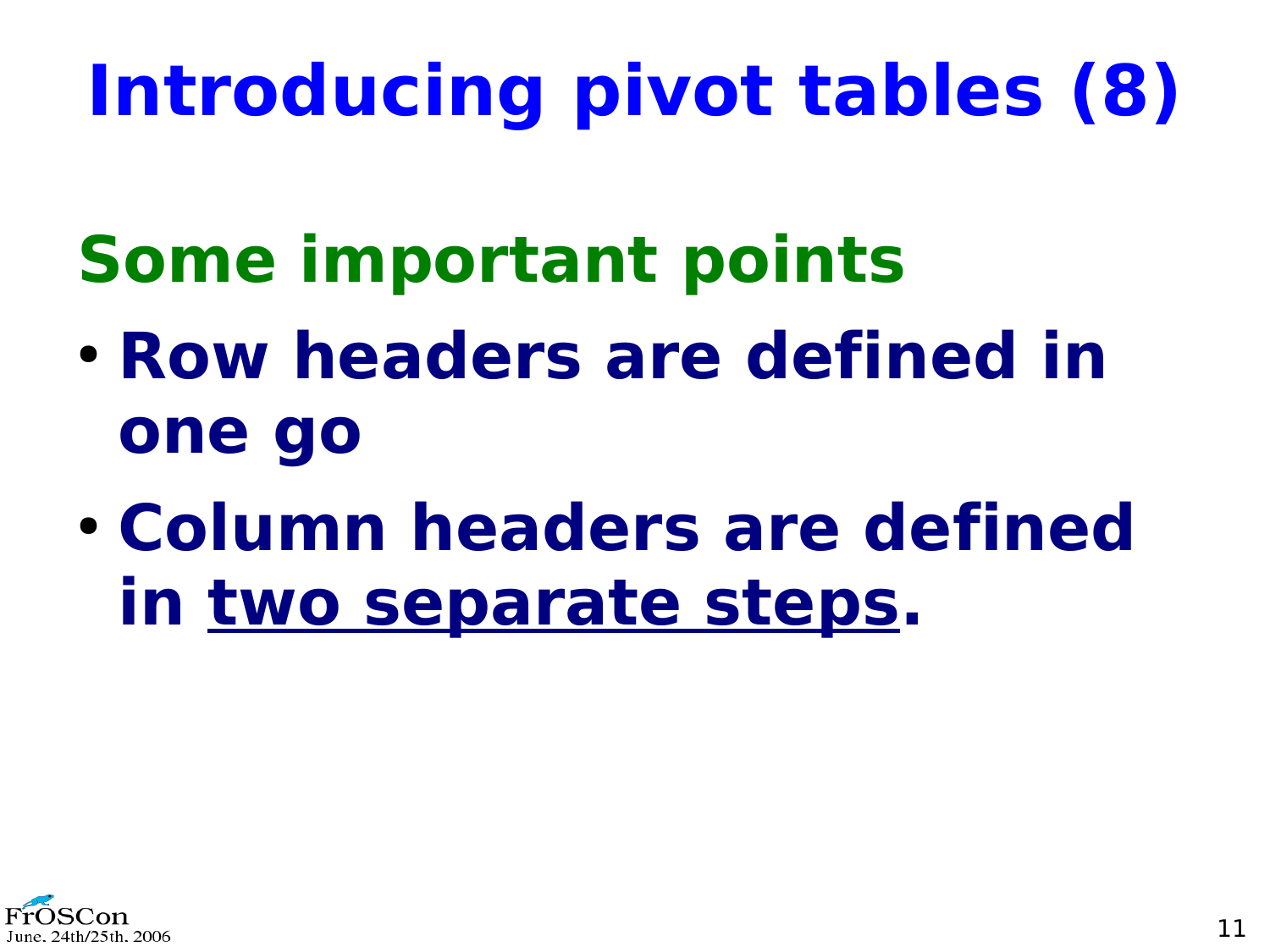# Introducing pivot tables (8)

## Some important points

- **Row headers are defined in one go**
- **Column headers are defined in <u>two separate steps</u>.**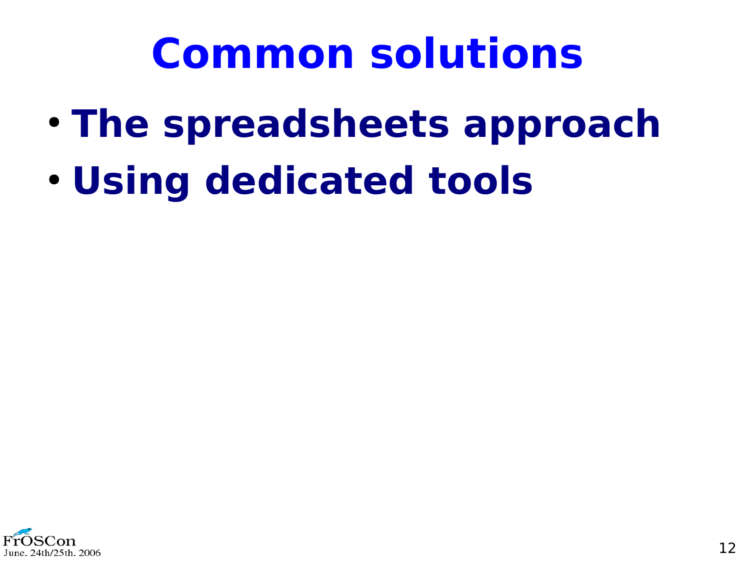# Common solutions

- **The spreadsheets approach**
- **Using dedicated tools**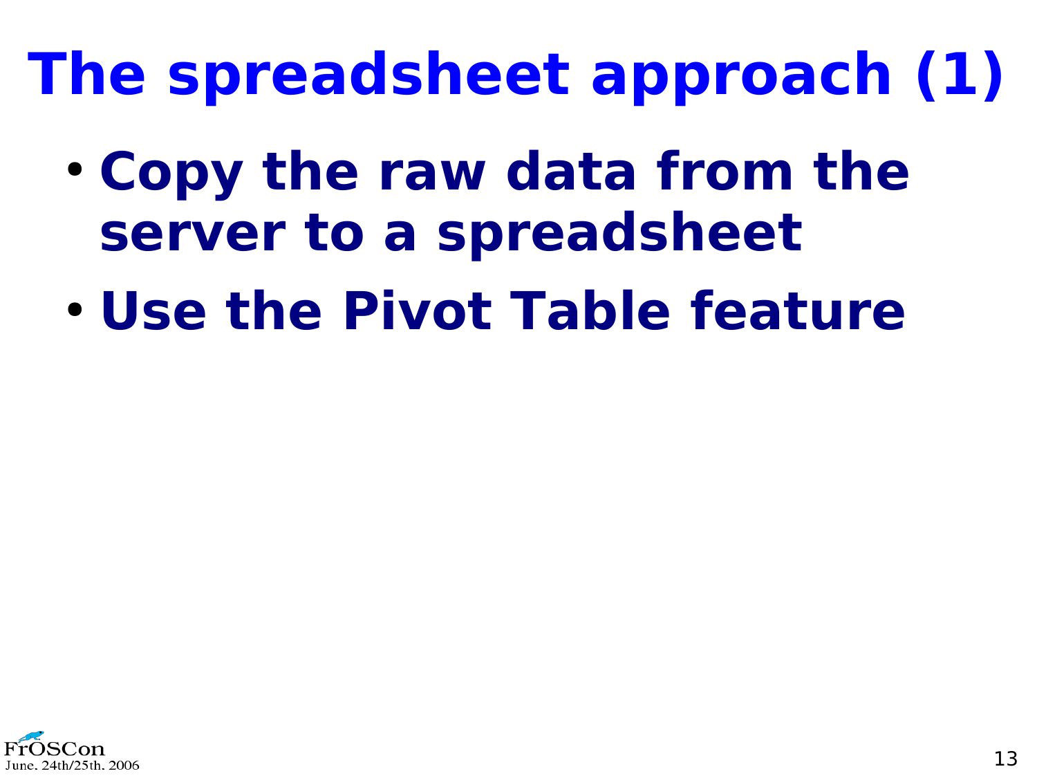# The spreadsheet approach (1)

- **Copy the raw data from the server to a spreadsheet**
- **Use the Pivot Table feature**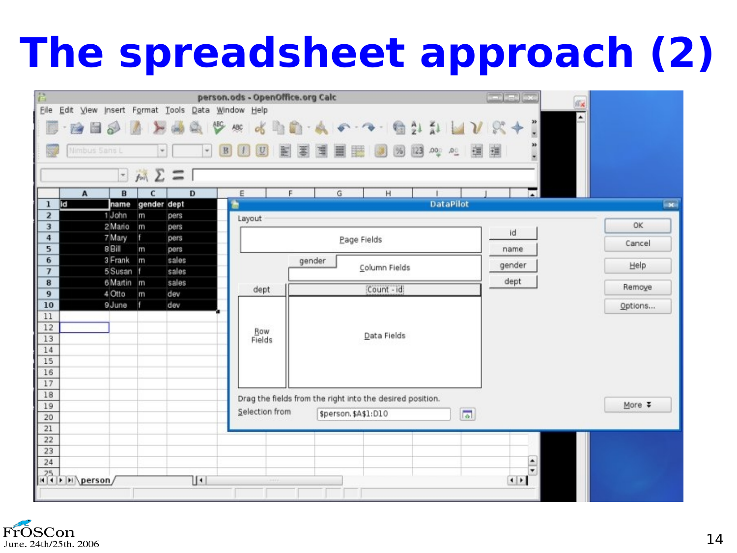# The spreadsheet approach (2)

| id | name | gender | dept |
|---|---|---|---|
| 1 | John | m | pers |
| 2 | Mario | m | pers |
| 7 | Mary | f | pers |
| 8 | Bill | m | pers |
| 3 | Frank | m | sales |
| 5 | Susan | f | sales |
| 6 | Martin | m | sales |
| 4 | Otto | m | dev |
| 9 | June | f | dev |

DataPilot

Layout

Page Fields

gender — Column Fields

dept — Row Fields

Count - id — Data Fields

id, name, gender, dept

Drag the fields from the right into the desired position.

Selection from: $person.$A$1:D10

OK | Cancel | Help | Remove | Options... | More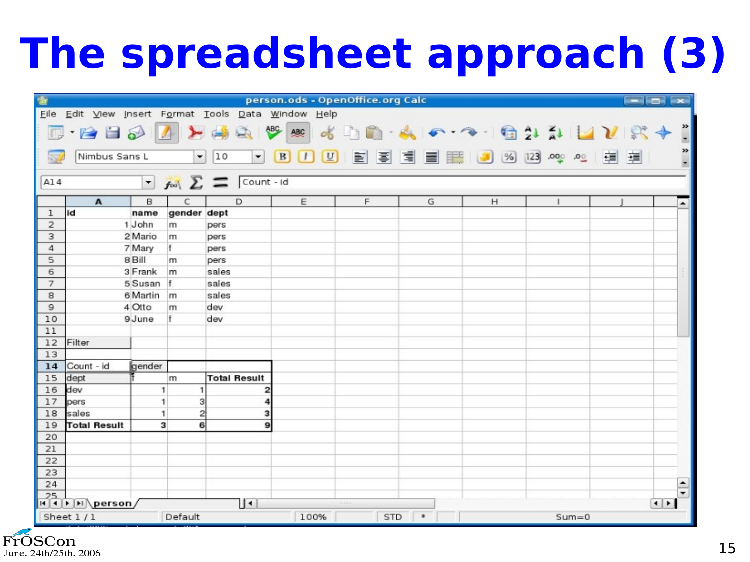# The spreadsheet approach (3)

person.ods - OpenOffice.org Calc

A14 | Count - id

| | A | B | C | D |
|---|---|---|---|---|
| 1 | id | name | gender | dept |
| 2 | 1 | John | m | pers |
| 3 | 2 | Mario | m | pers |
| 4 | 7 | Mary | f | pers |
| 5 | 8 | Bill | m | pers |
| 6 | 3 | Frank | m | sales |
| 7 | 5 | Susan | f | sales |
| 8 | 6 | Martin | m | sales |
| 9 | 4 | Otto | m | dev |
| 10 | 9 | June | f | dev |
| 11 | | | | |
| 12 | Filter | | | |
| 13 | | | | |
| 14 | Count - id | gender | | |
| 15 | dept | f | m | Total Result |
| 16 | dev | 1 | 1 | 2 |
| 17 | pers | 1 | 3 | 4 |
| 18 | sales | 1 | 2 | 3 |
| 19 | Total Result | 3 | 6 | 9 |

Sheet 1 / 1 | Default | 100% | STD | * | Sum=0

FrOSCon
June. 24th/25th. 2006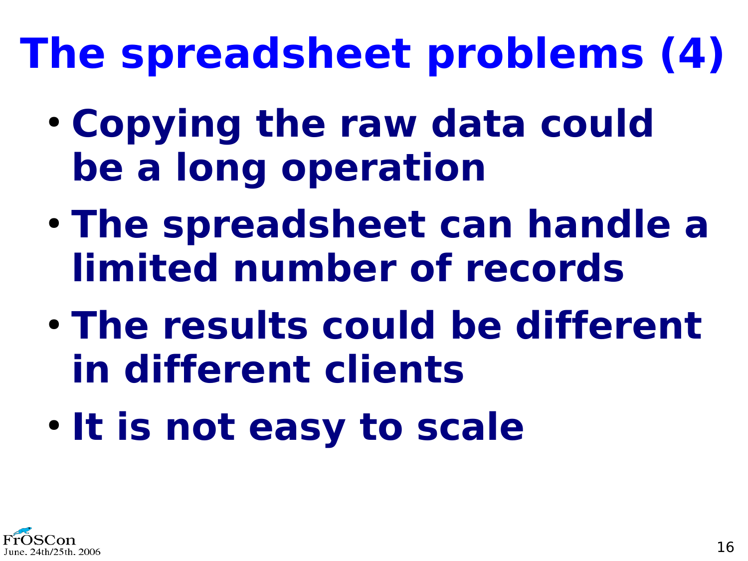# The spreadsheet problems (4)

- Copying the raw data could be a long operation
- The spreadsheet can handle a limited number of records
- The results could be different in different clients
- It is not easy to scale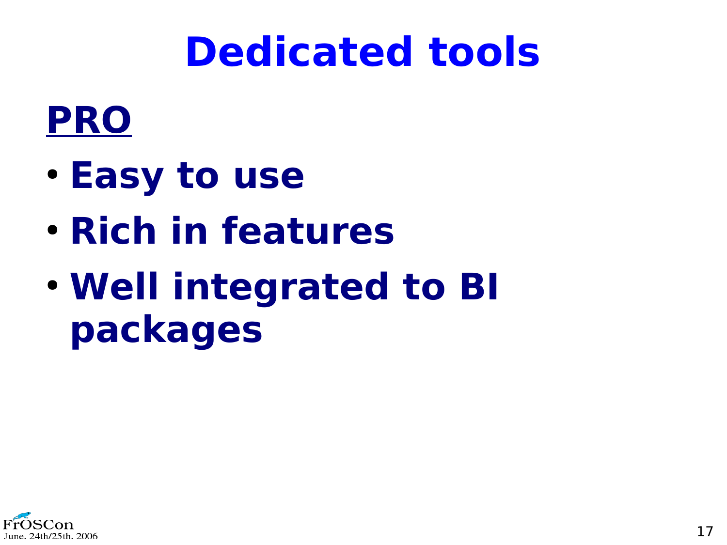# Dedicated tools

## PRO

- **Easy to use**
- **Rich in features**
- **Well integrated to BI packages**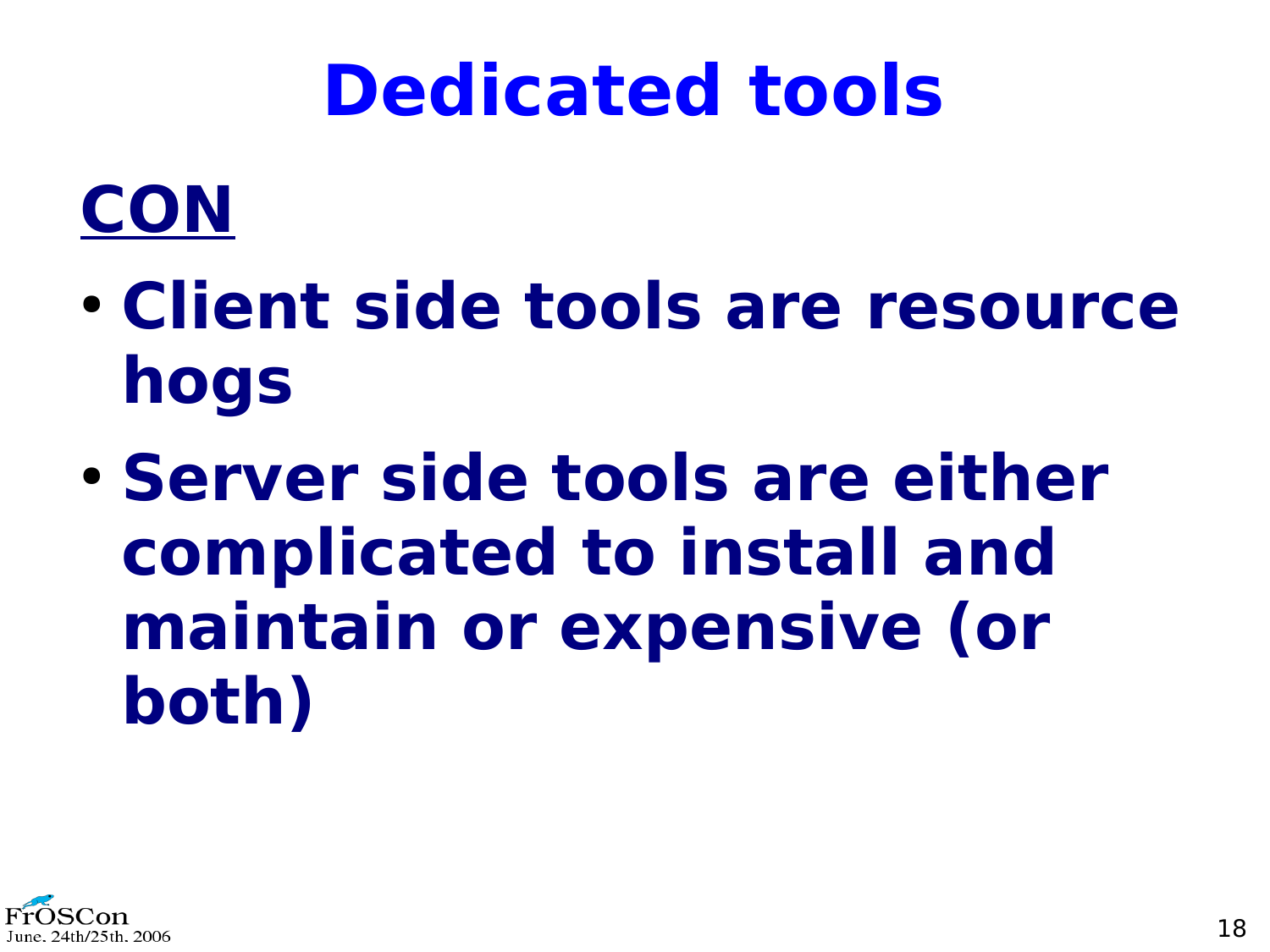# Dedicated tools

**CON**

- **Client side tools are resource hogs**
- **Server side tools are either complicated to install and maintain or expensive (or both)**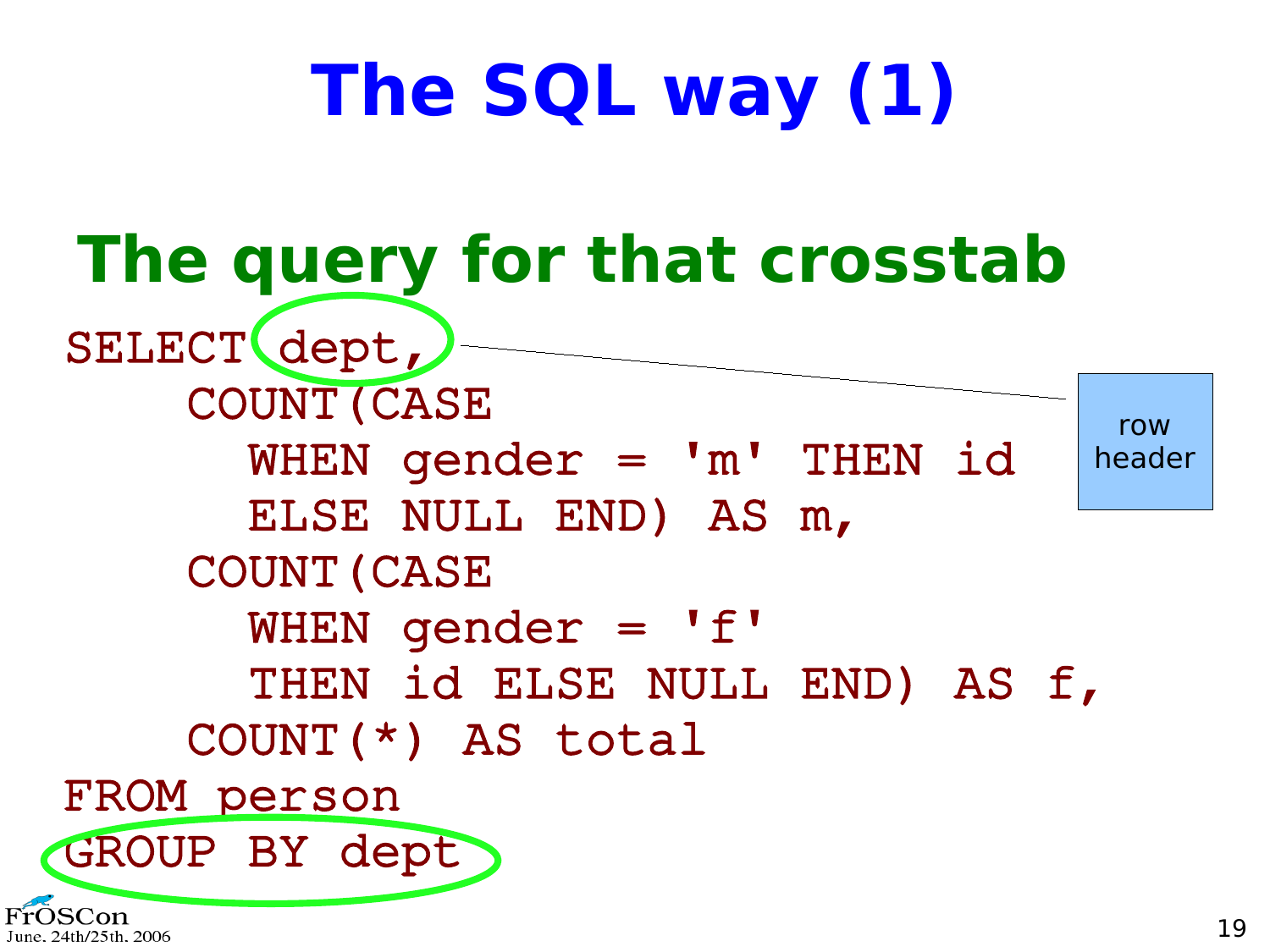# The SQL way (1)

## The query for that crosstab

```
SELECT dept,
    COUNT(CASE
      WHEN gender = 'm' THEN id
      ELSE NULL END) AS m,
    COUNT(CASE
      WHEN gender = 'f'
      THEN id ELSE NULL END) AS f,
    COUNT(*) AS total
FROM person
GROUP BY dept
```

row header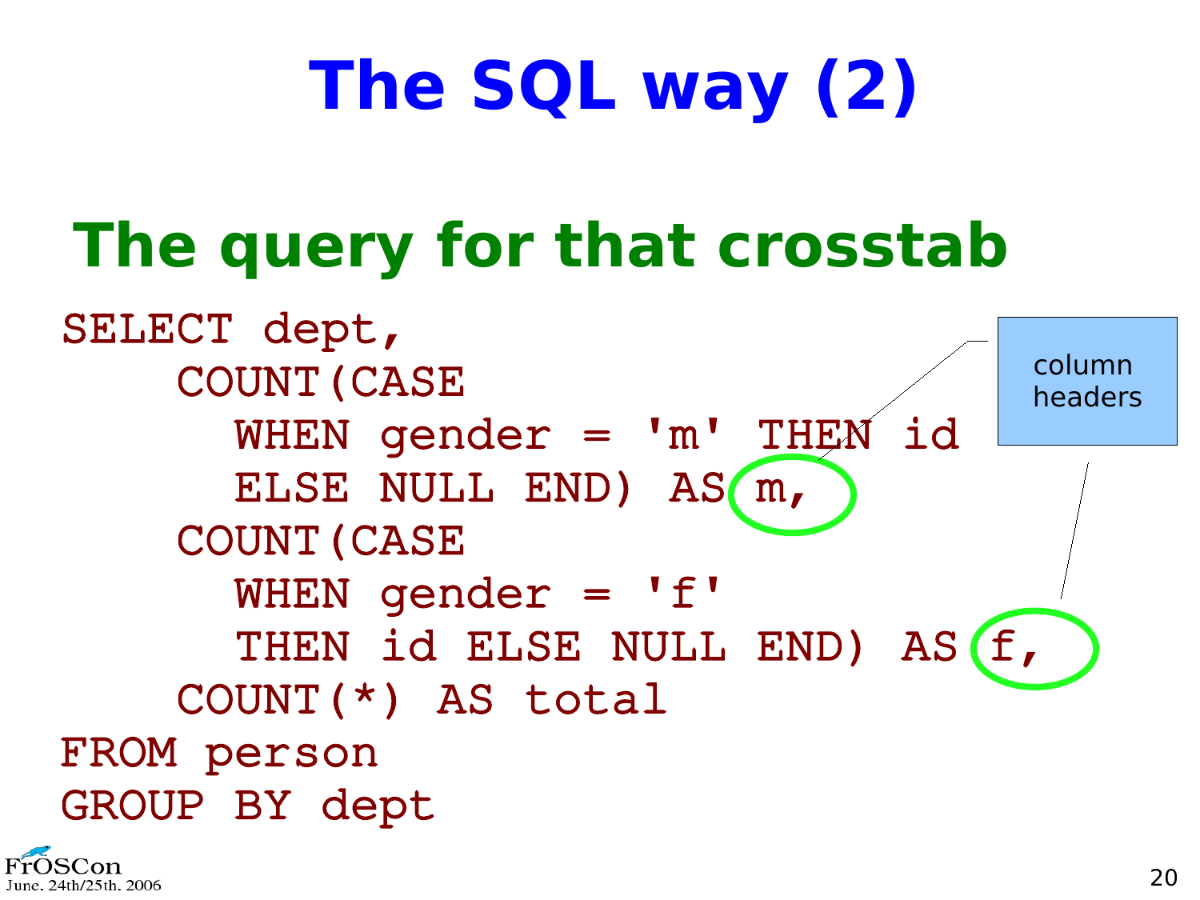# The SQL way (2)

## The query for that crosstab

```
SELECT dept,
    COUNT(CASE
      WHEN gender = 'm' THEN id
      ELSE NULL END) AS m,
    COUNT(CASE
      WHEN gender = 'f'
      THEN id ELSE NULL END) AS f,
    COUNT(*) AS total
FROM person
GROUP BY dept
```

column headers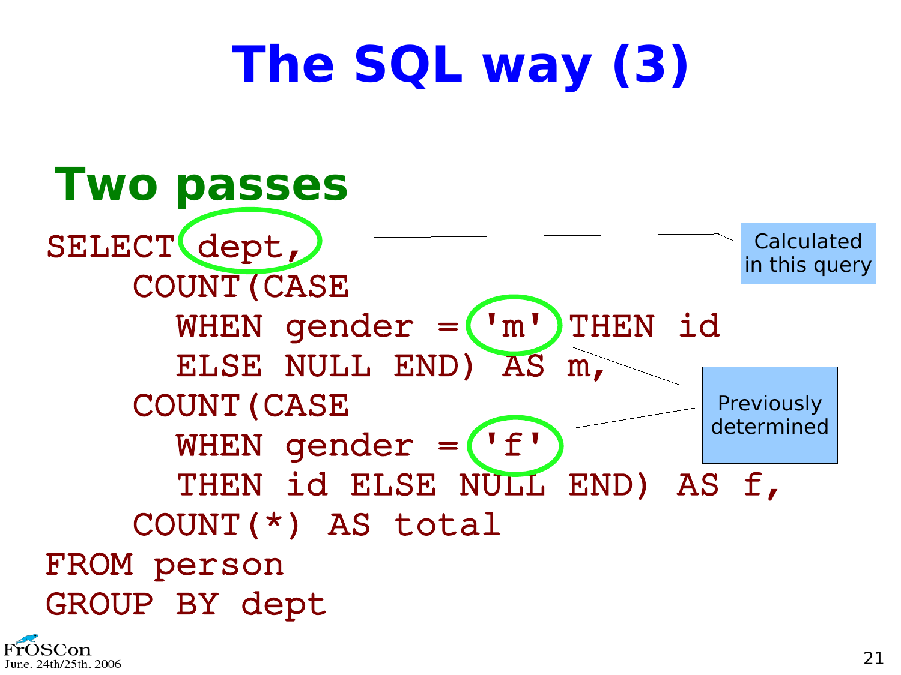# The SQL way (3)

## Two passes

```
SELECT dept,
    COUNT(CASE
      WHEN gender = 'm' THEN id
      ELSE NULL END) AS m,
    COUNT(CASE
      WHEN gender = 'f'
      THEN id ELSE NULL END) AS f,
    COUNT(*) AS total
FROM person
GROUP BY dept
```

Calculated in this query

Previously determined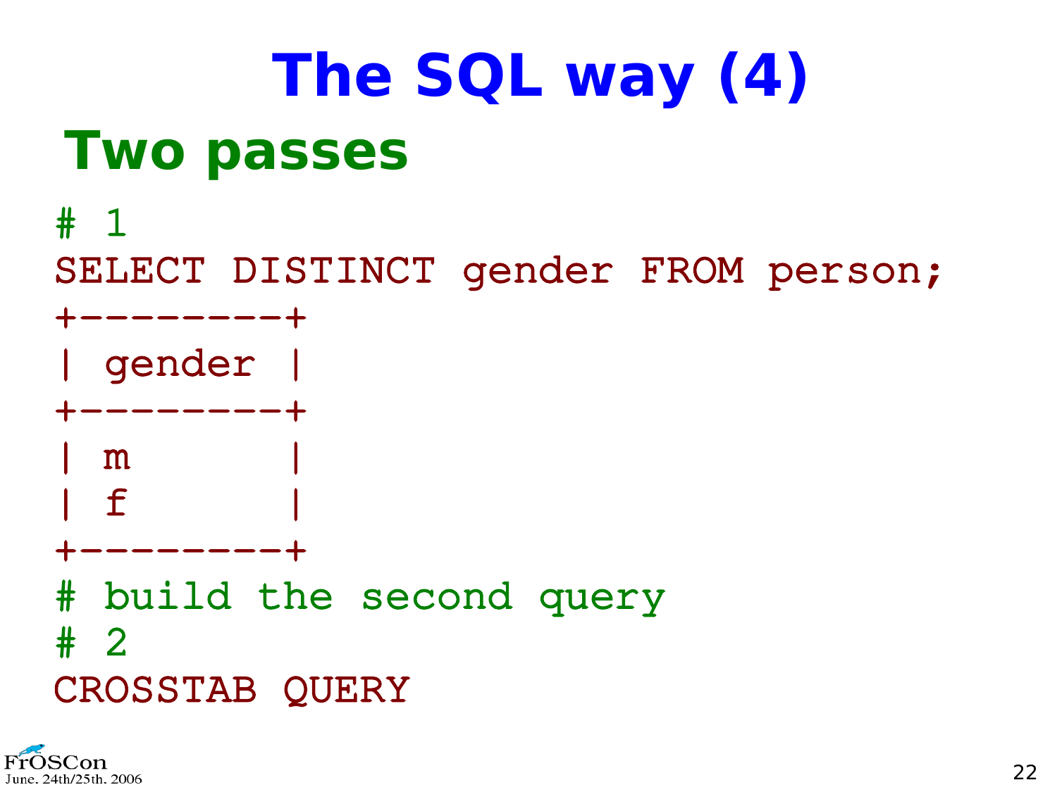# The SQL way (4)

## Two passes

```
# 1
SELECT DISTINCT gender FROM person;
+--------+
| gender |
+--------+
| m      |
| f      |
+--------+
# build the second query
# 2
CROSSTAB QUERY
```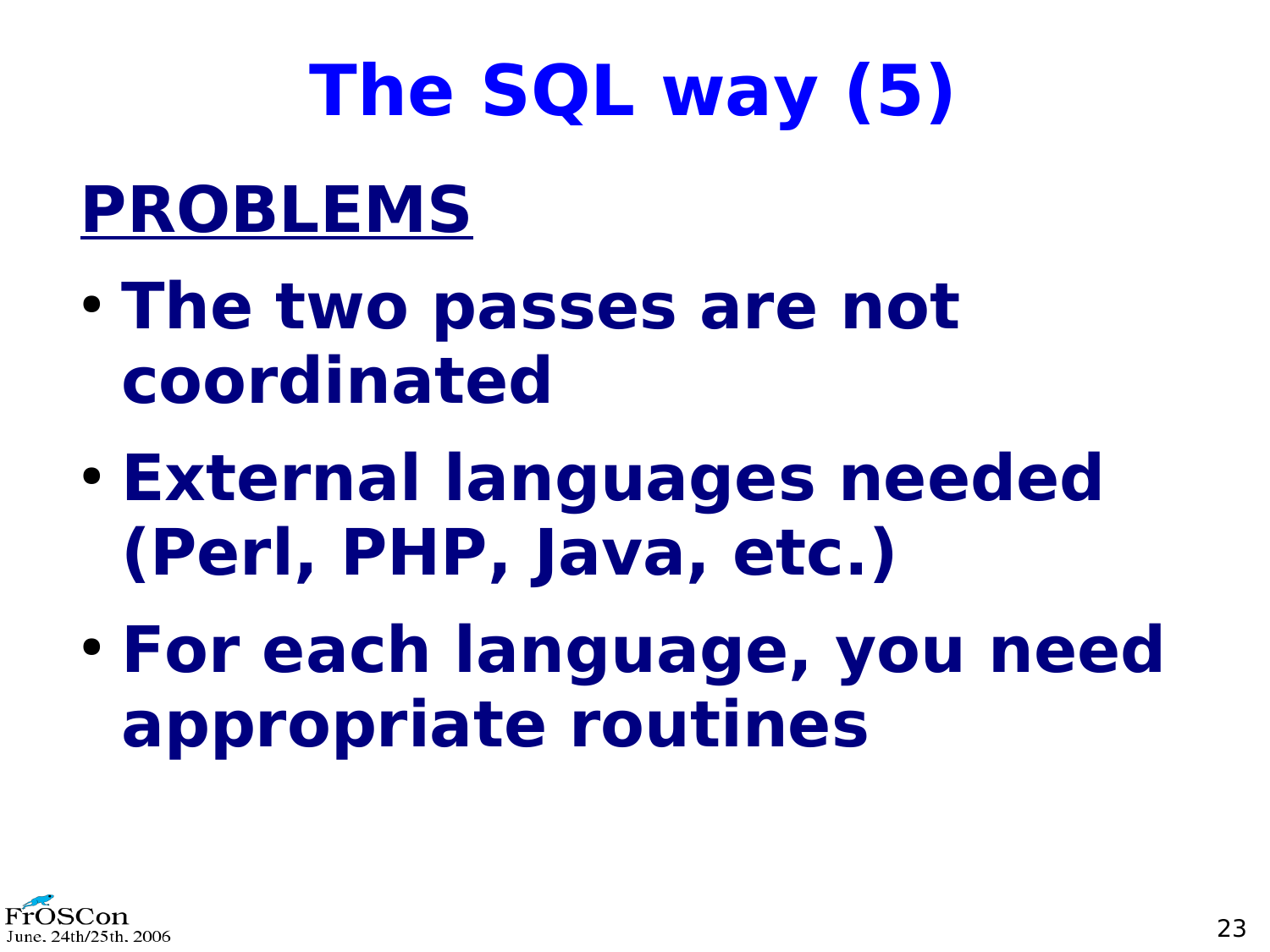# The SQL way (5)

## PROBLEMS

- **The two passes are not coordinated**
- **External languages needed (Perl, PHP, Java, etc.)**
- **For each language, you need appropriate routines**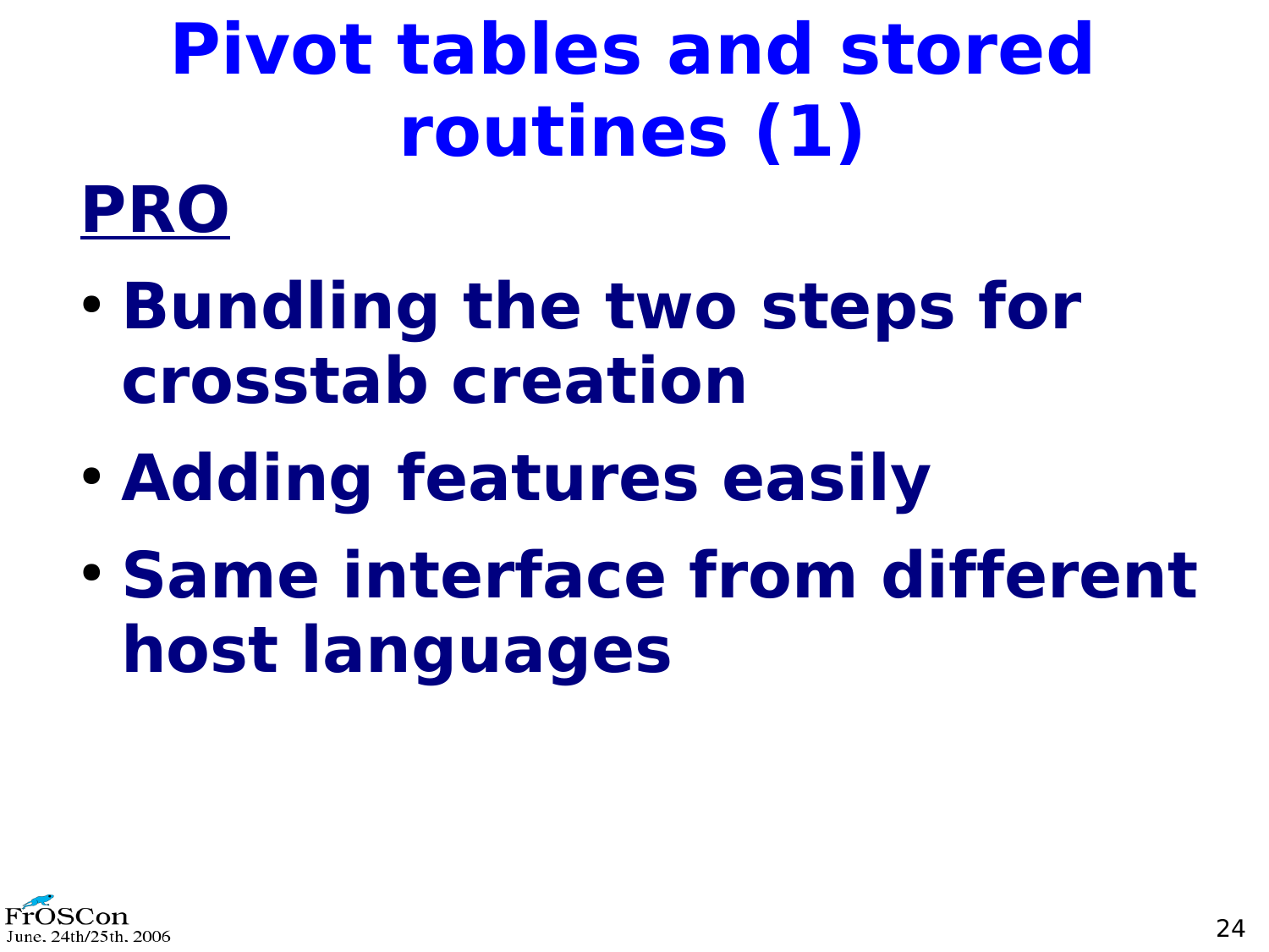# Pivot tables and stored routines (1)

**PRO**

- **Bundling the two steps for crosstab creation**
- **Adding features easily**
- **Same interface from different host languages**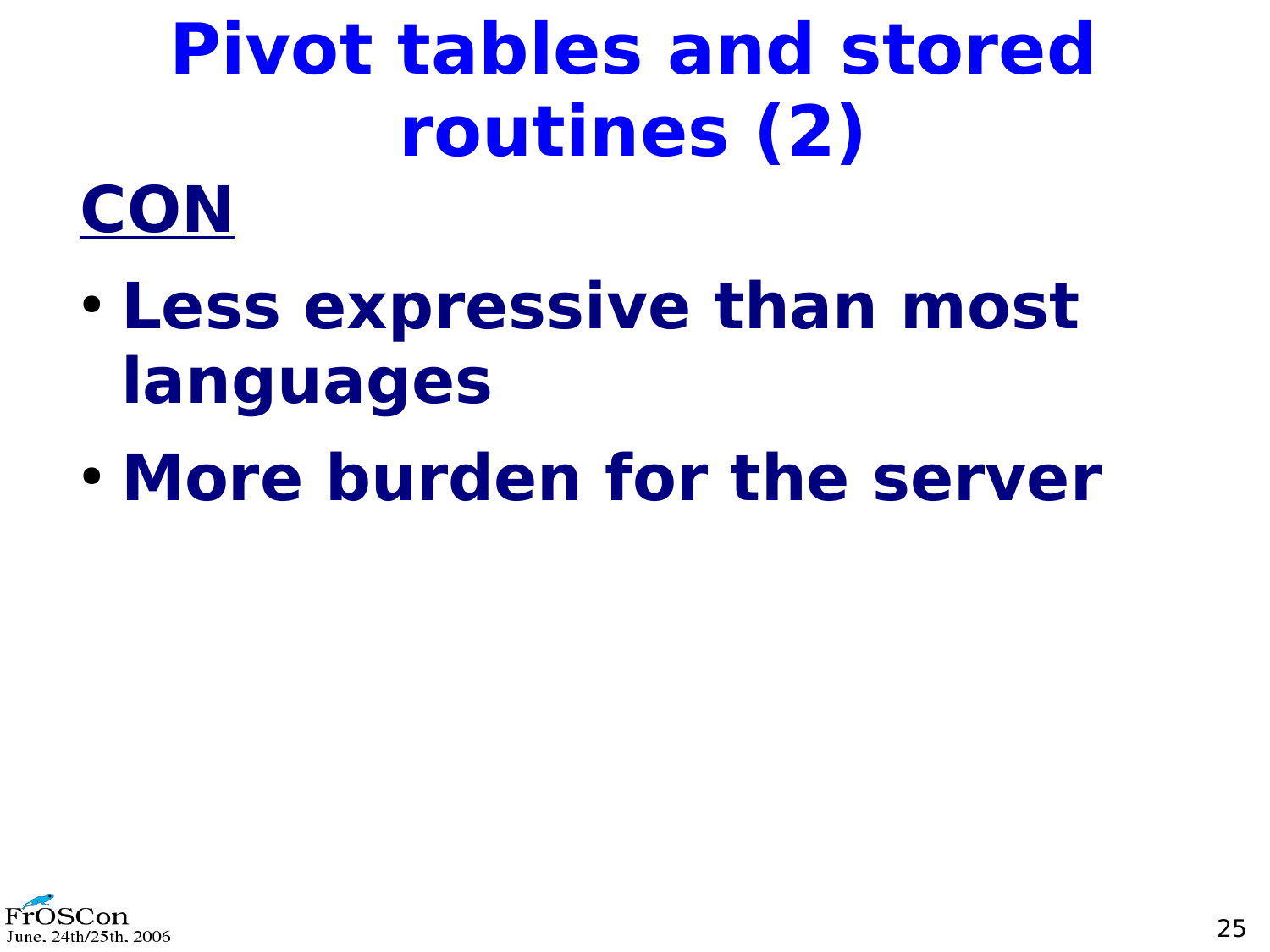# Pivot tables and stored routines (2)

## CON

- **Less expressive than most languages**
- **More burden for the server**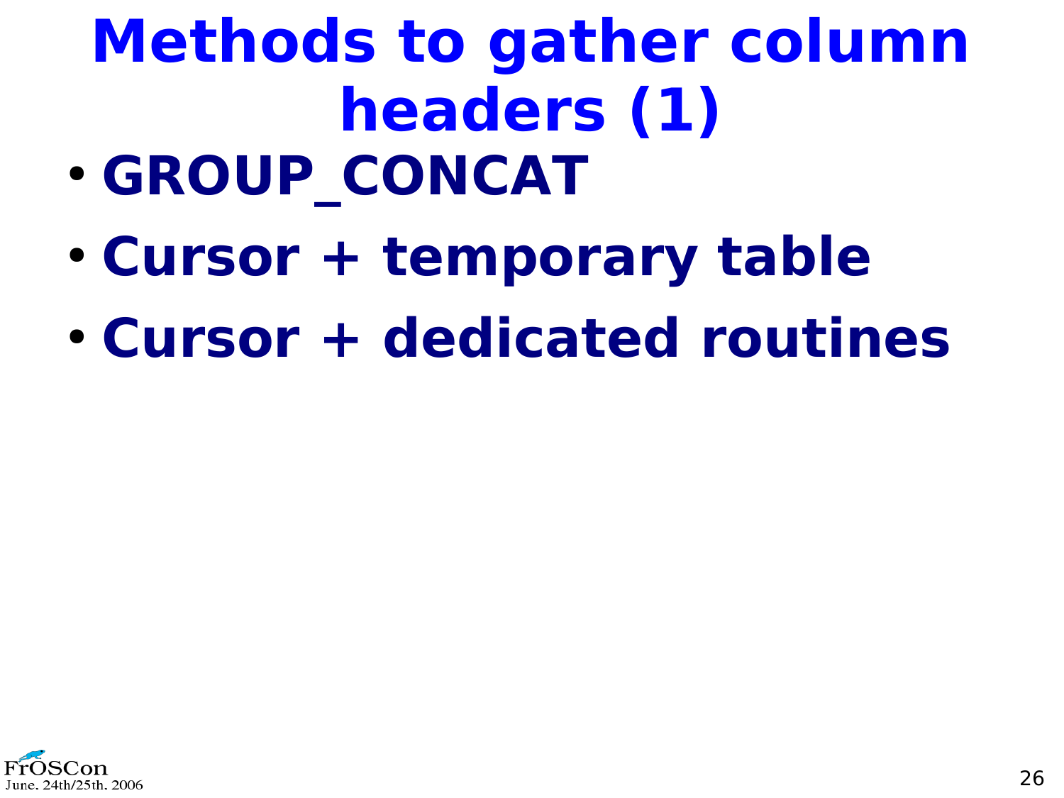# Methods to gather column headers (1)

- **GROUP_CONCAT**
- **Cursor + temporary table**
- **Cursor + dedicated routines**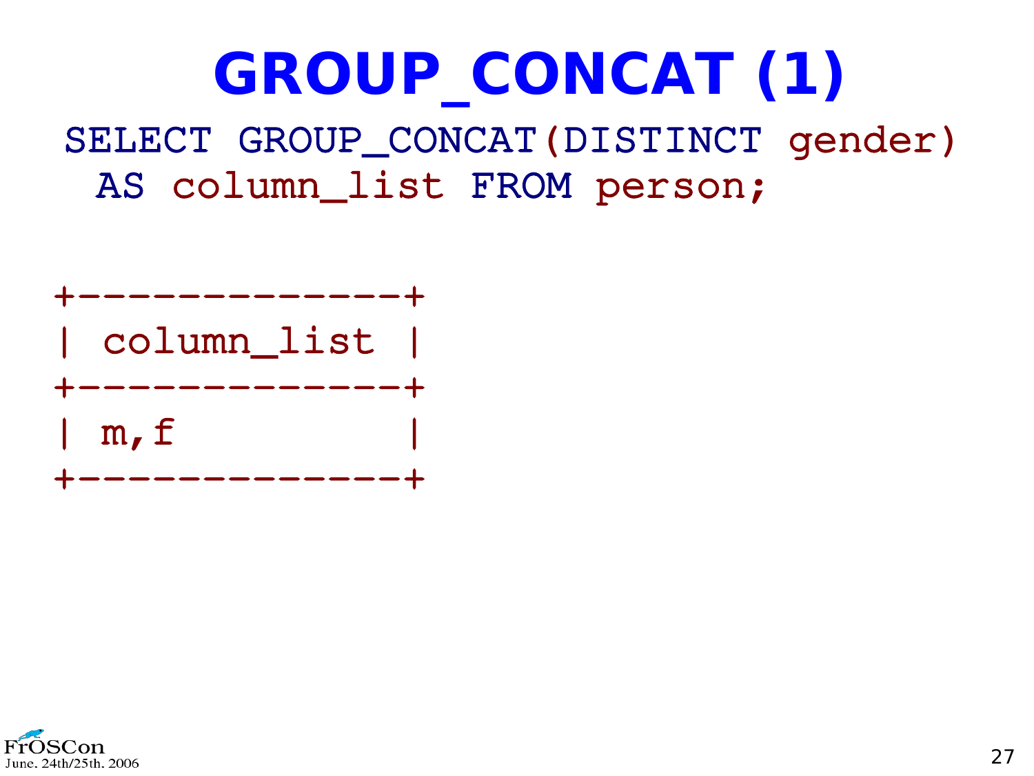# GROUP_CONCAT (1)

```
SELECT GROUP_CONCAT(DISTINCT gender)
  AS column_list FROM person;
```

```
+-------------+
| column_list |
+-------------+
| m,f         |
+-------------+
```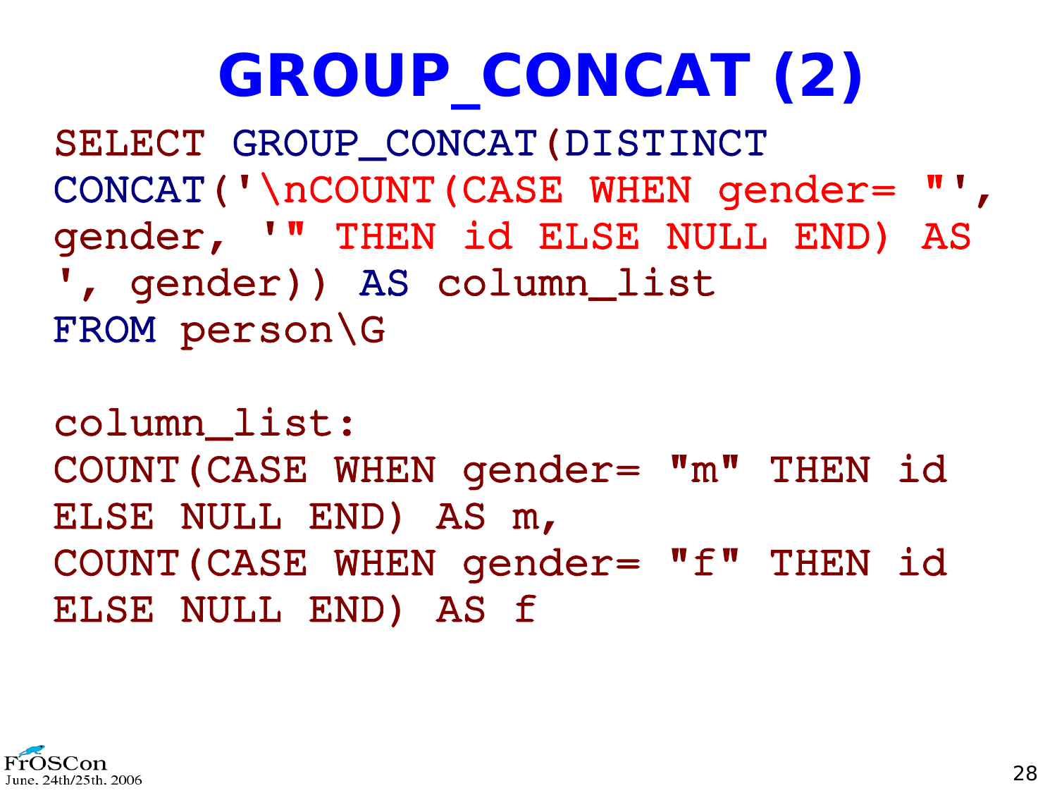# GROUP_CONCAT (2)

```
SELECT GROUP_CONCAT(DISTINCT
CONCAT('\nCOUNT(CASE WHEN gender= "',
gender, '" THEN id ELSE NULL END) AS
', gender)) AS column_list
FROM person\G

column_list:
COUNT(CASE WHEN gender= "m" THEN id
ELSE NULL END) AS m,
COUNT(CASE WHEN gender= "f" THEN id
ELSE NULL END) AS f
```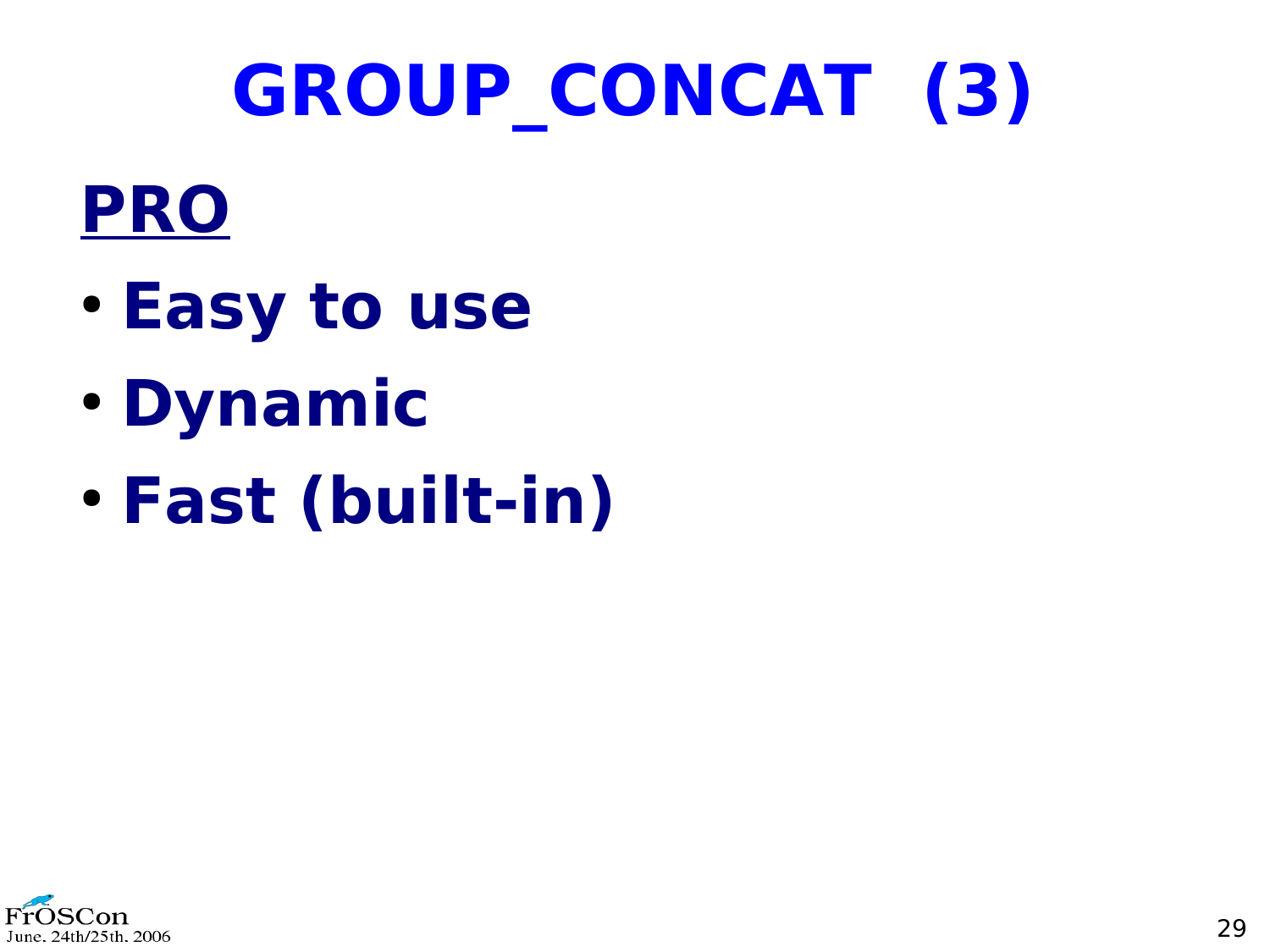# GROUP_CONCAT (3)

## PRO

- Easy to use
- Dynamic
- Fast (built-in)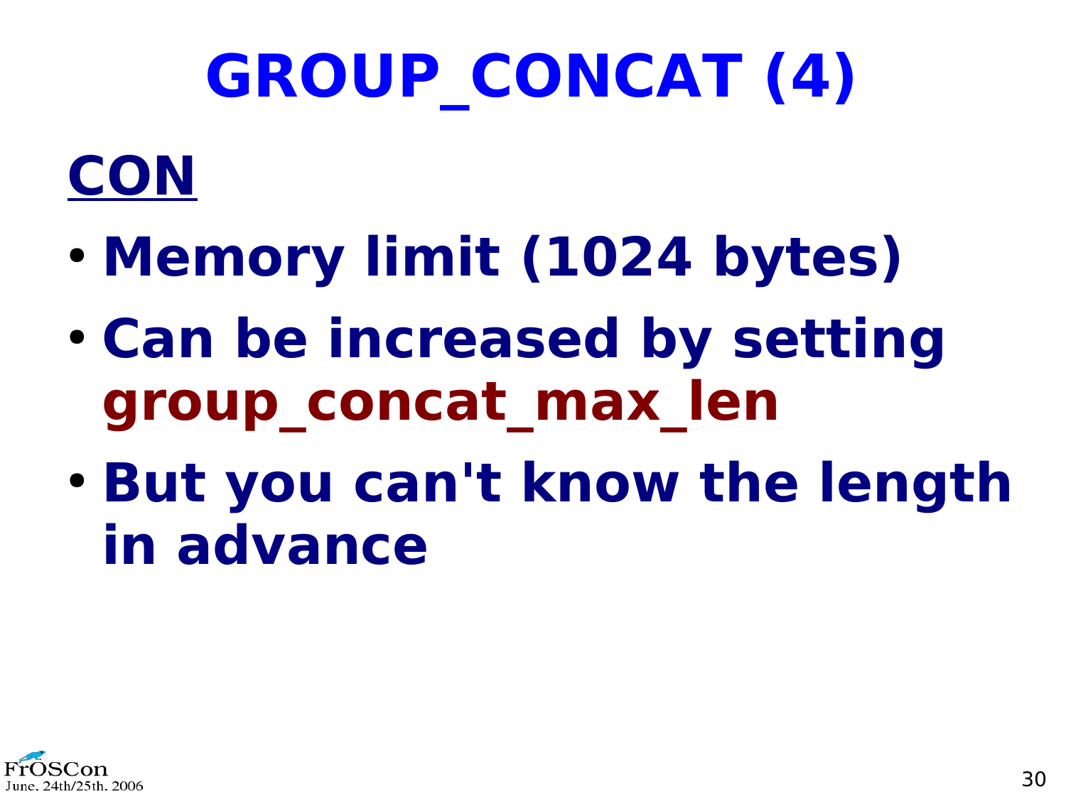# GROUP_CONCAT (4)

## CON

- **Memory limit (1024 bytes)**
- **Can be increased by setting group_concat_max_len**
- **But you can't know the length in advance**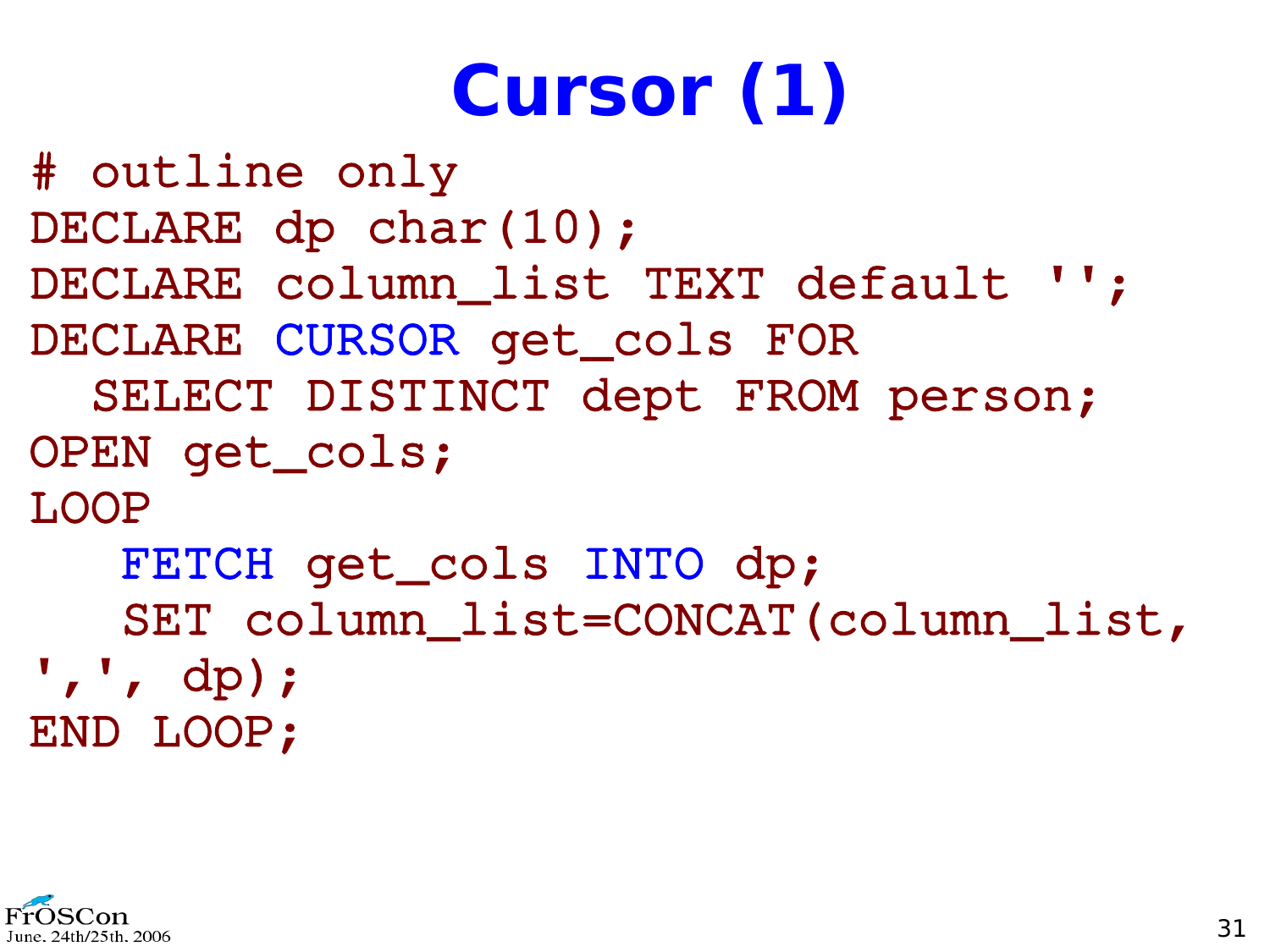# Cursor (1)

```
# outline only
DECLARE dp char(10);
DECLARE column_list TEXT default '';
DECLARE CURSOR get_cols FOR
  SELECT DISTINCT dept FROM person;
OPEN get_cols;
LOOP
   FETCH get_cols INTO dp;
   SET column_list=CONCAT(column_list,
',', dp);
END LOOP;
```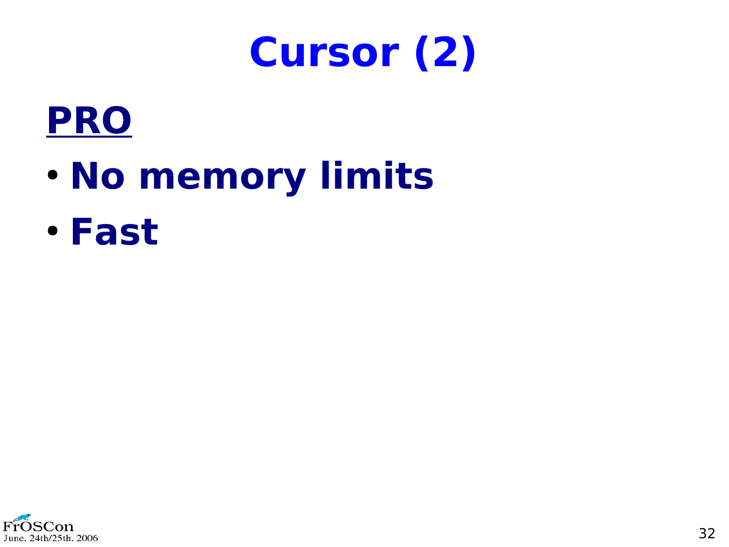# Cursor (2)

**PRO**

- **No memory limits**
- **Fast**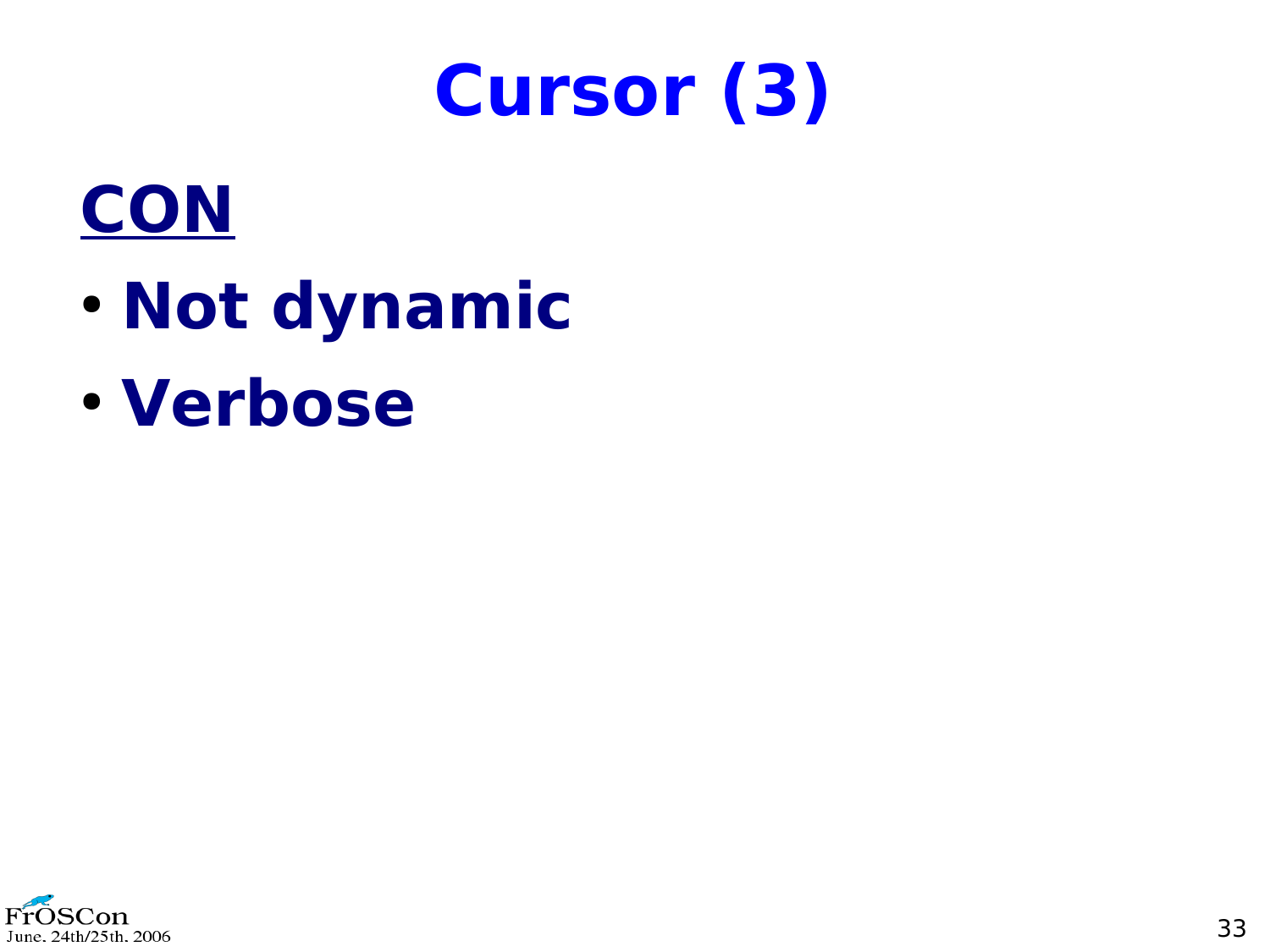# Cursor (3)

## CON

- **Not dynamic**
- **Verbose**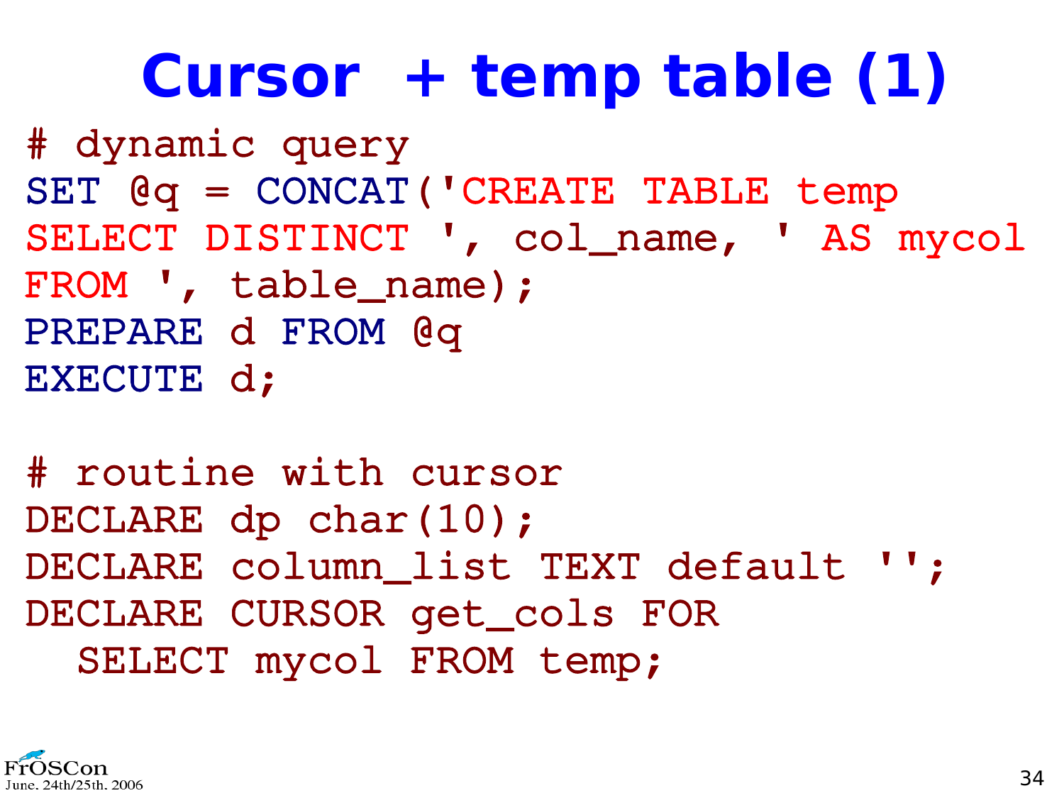# Cursor + temp table (1)

```
# dynamic query
SET @q = CONCAT('CREATE TABLE temp
SELECT DISTINCT ', col_name, ' AS mycol
FROM ', table_name);
PREPARE d FROM @q
EXECUTE d;

# routine with cursor
DECLARE dp char(10);
DECLARE column_list TEXT default '';
DECLARE CURSOR get_cols FOR
  SELECT mycol FROM temp;
```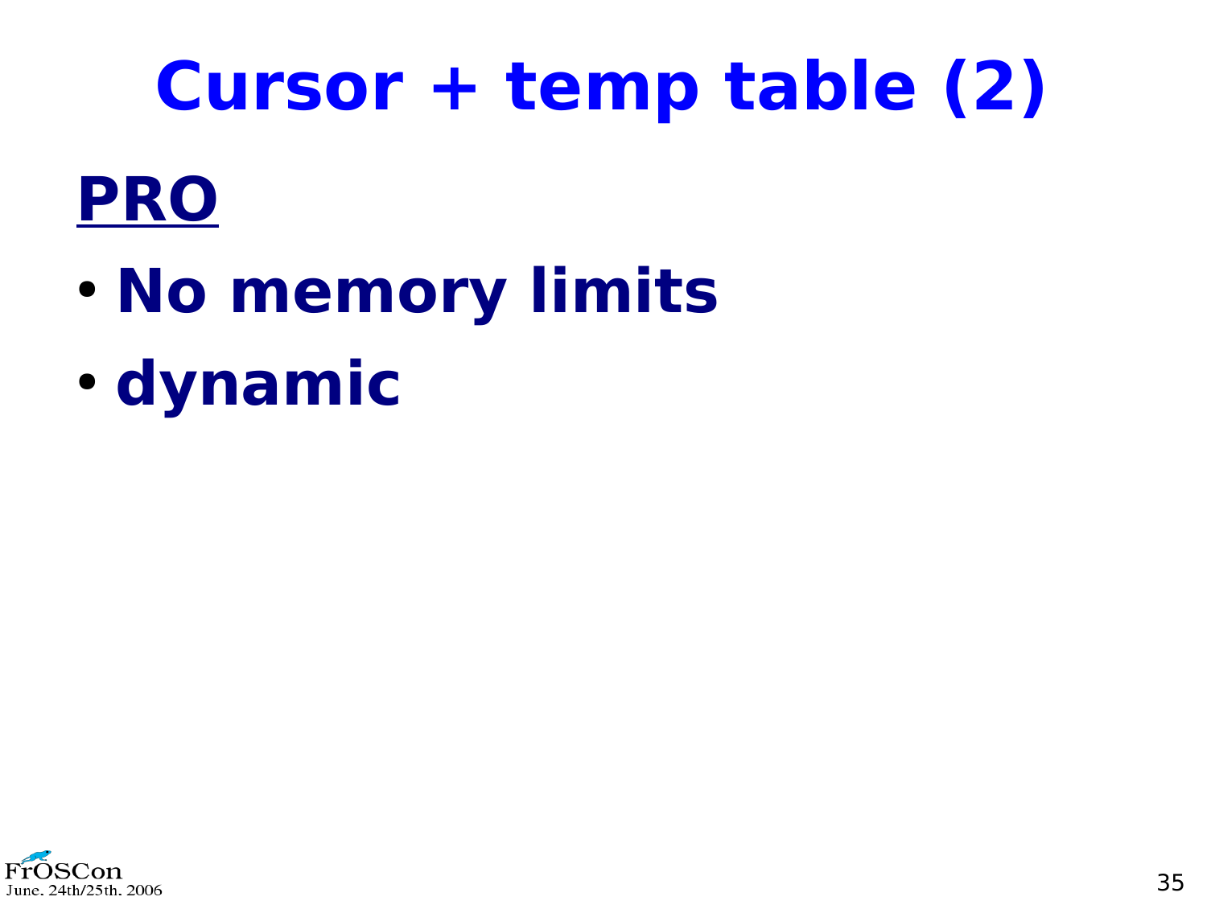# Cursor + temp table (2)

## PRO

- **No memory limits**
- **dynamic**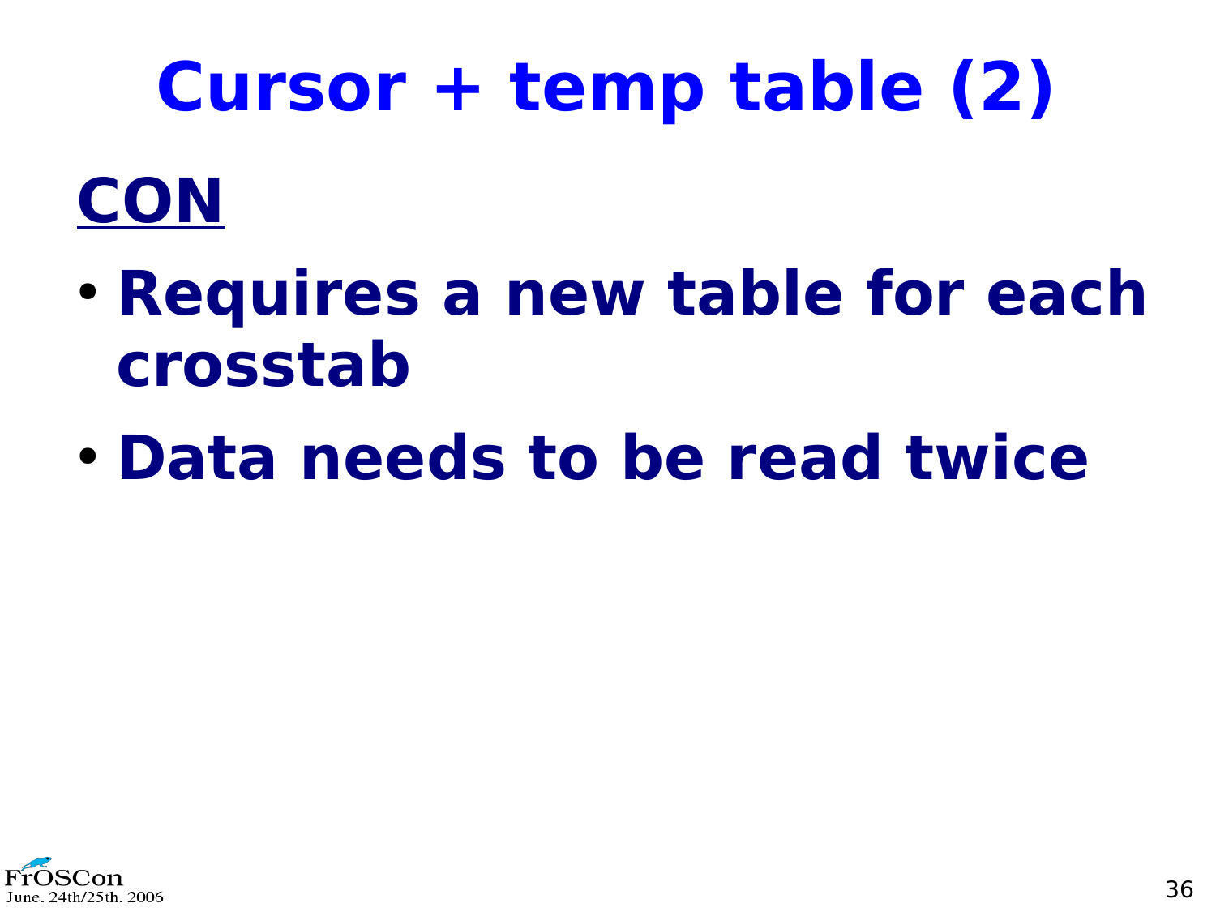# Cursor + temp table (2)

## CON

- **Requires a new table for each crosstab**
- **Data needs to be read twice**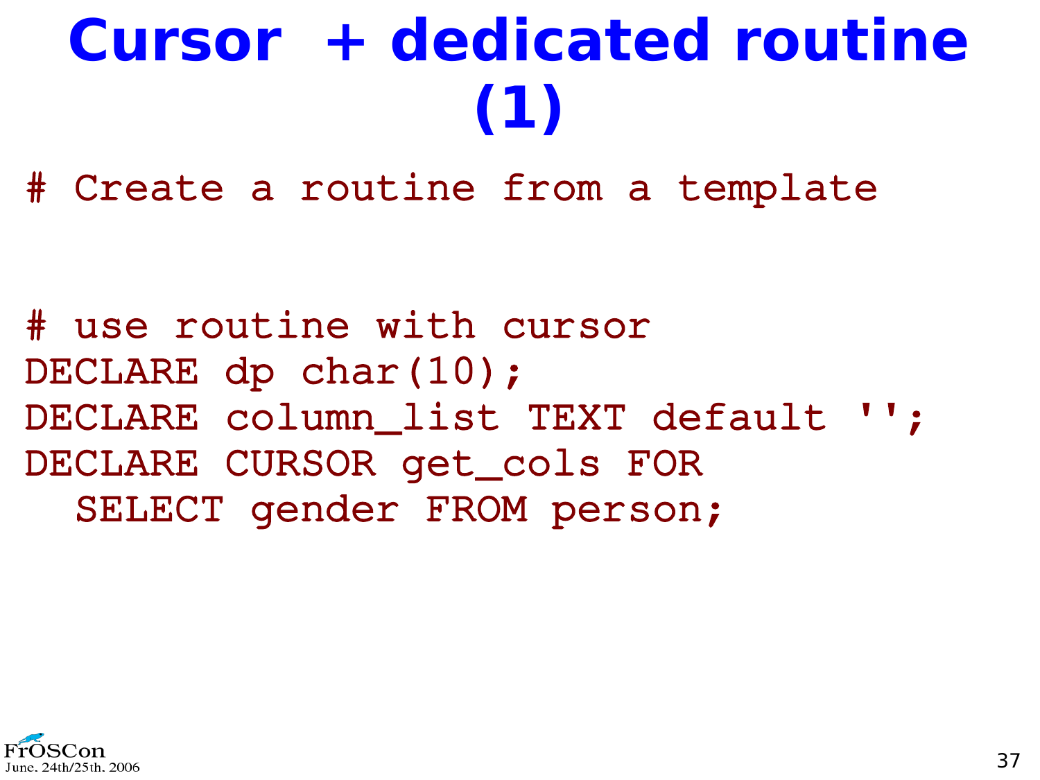# Cursor + dedicated routine (1)

```
# Create a routine from a template


# use routine with cursor
DECLARE dp char(10);
DECLARE column_list TEXT default '';
DECLARE CURSOR get_cols FOR
  SELECT gender FROM person;
```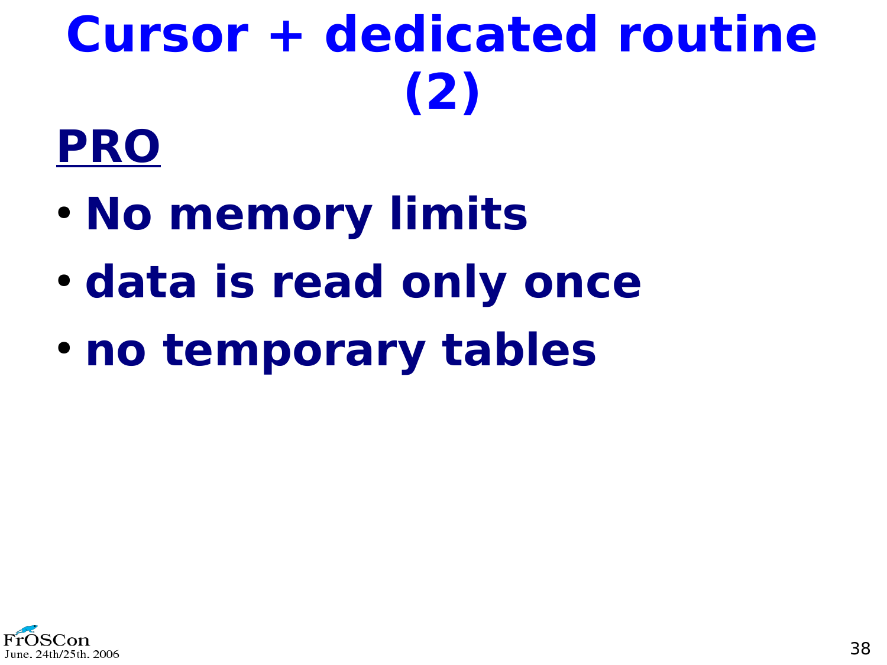# Cursor + dedicated routine (2)

**PRO**

- **No memory limits**
- **data is read only once**
- **no temporary tables**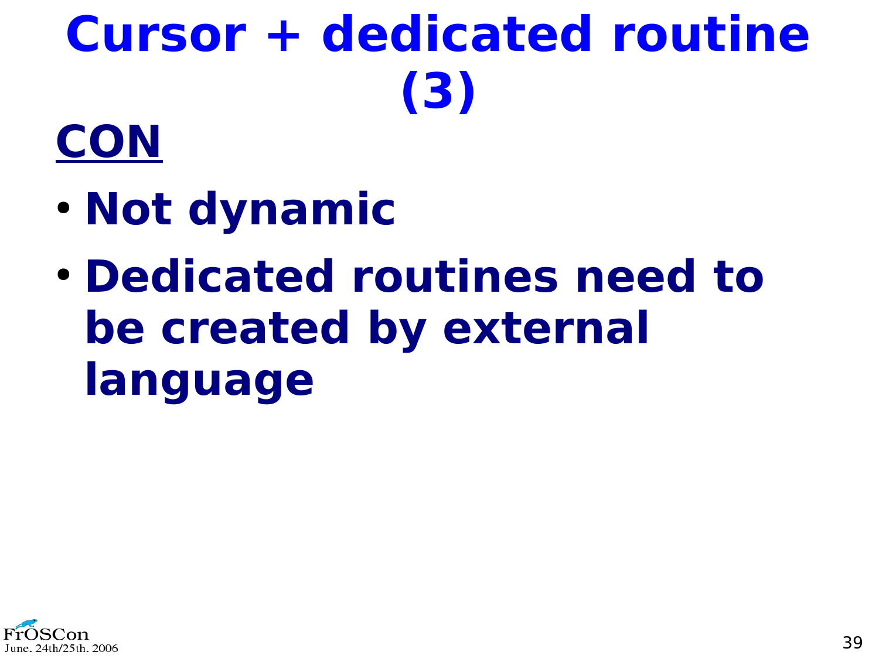# Cursor + dedicated routine (3)

**CON**

- Not dynamic
- Dedicated routines need to be created by external language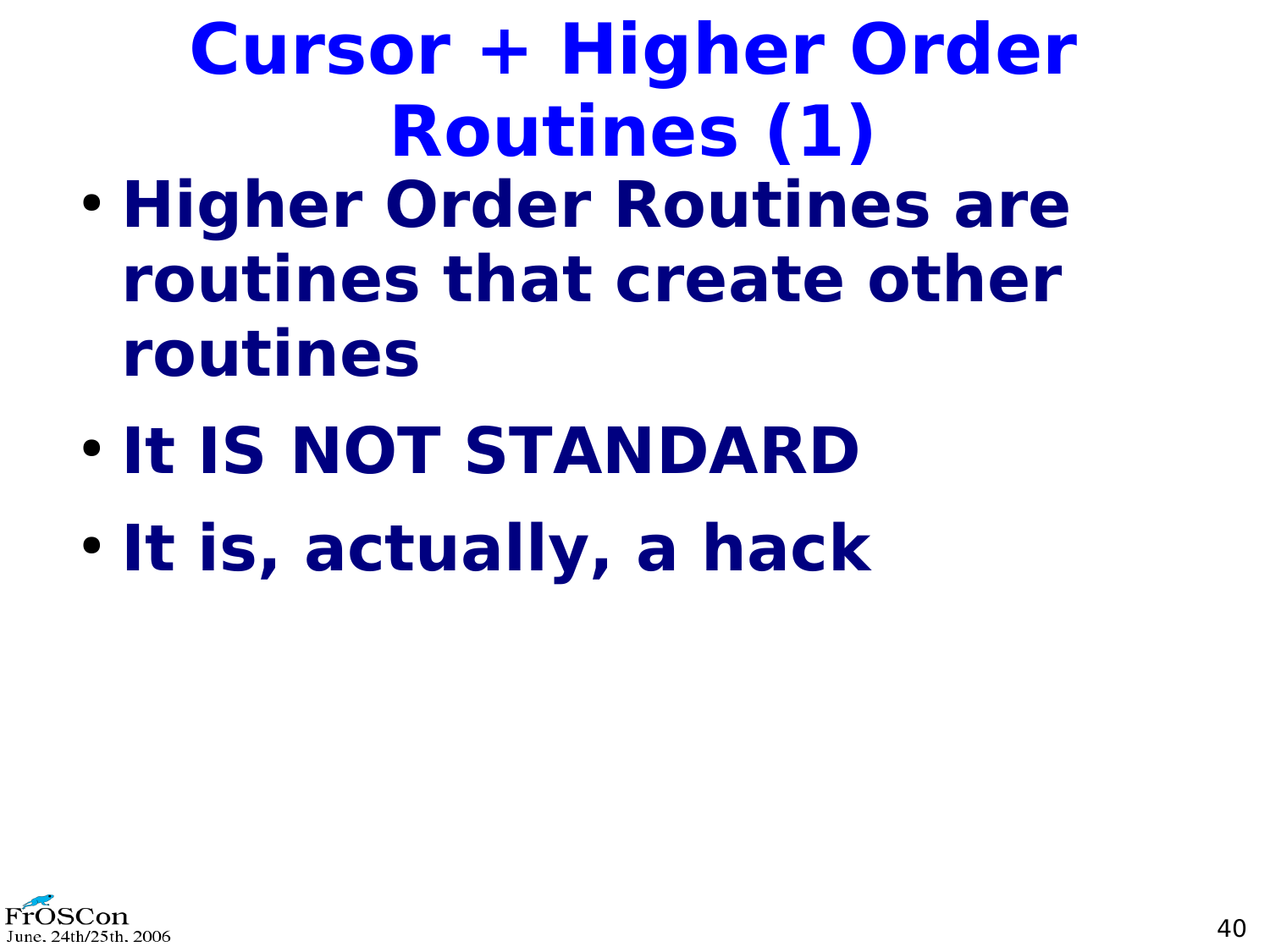# Cursor + Higher Order Routines (1)

- **Higher Order Routines are routines that create other routines**
- **It IS NOT STANDARD**
- **It is, actually, a hack**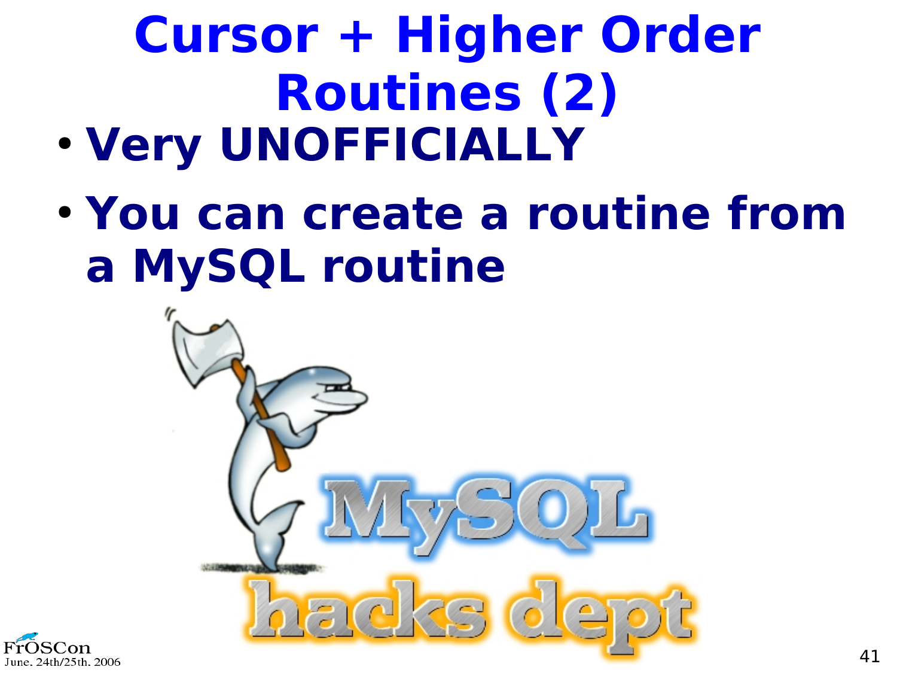# Cursor + Higher Order Routines (2)

- **Very UNOFFICIALLY**
- **You can create a routine from a MySQL routine**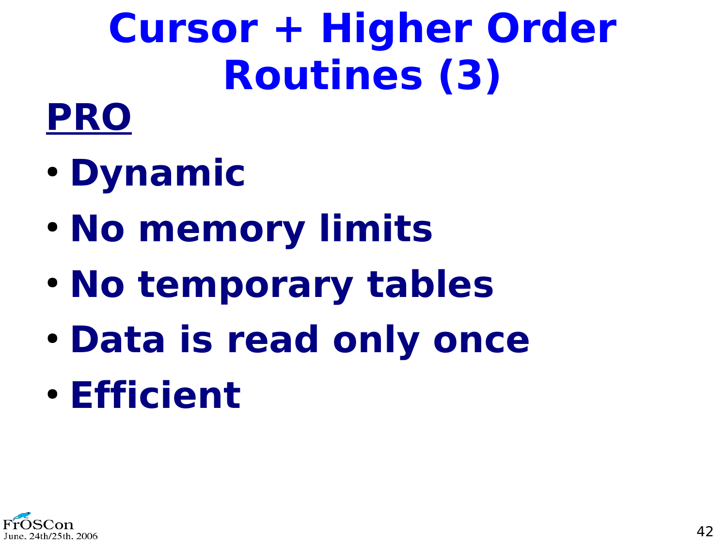# Cursor + Higher Order Routines (3)

**PRO**

- **Dynamic**
- **No memory limits**
- **No temporary tables**
- **Data is read only once**
- **Efficient**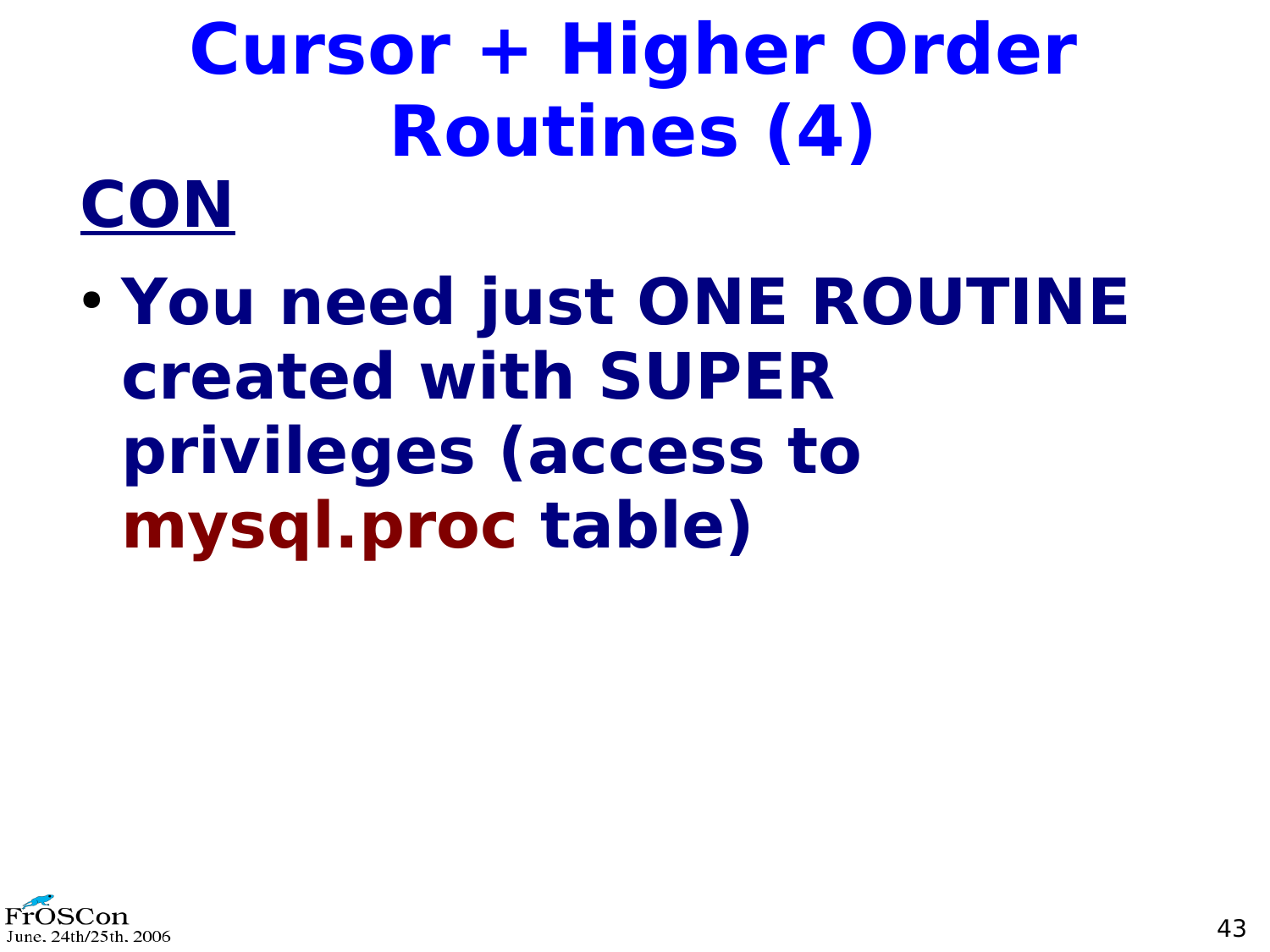# Cursor + Higher Order Routines (4)

## CON

- You need just ONE ROUTINE created with SUPER privileges (access to **mysql.proc** table)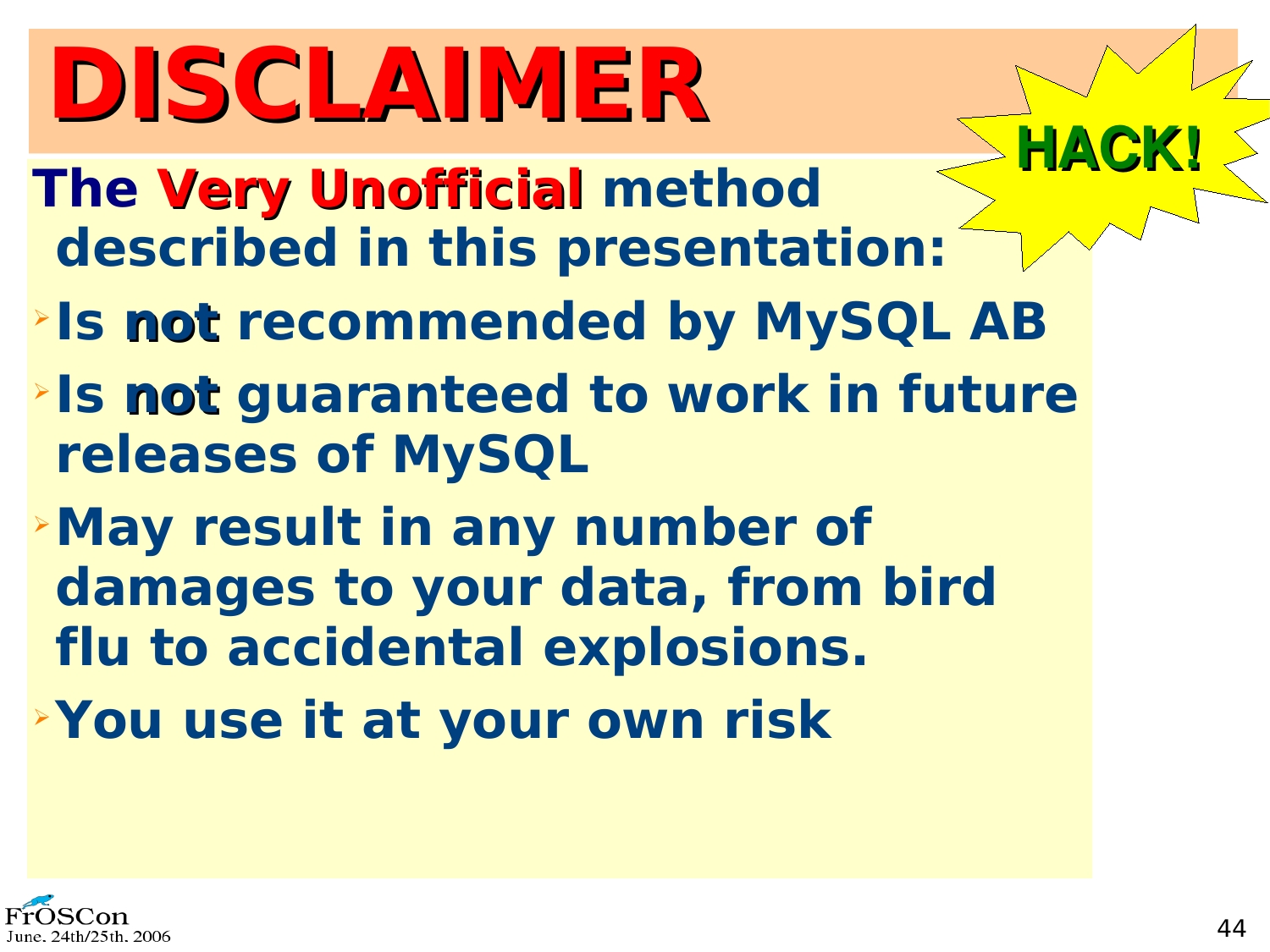# DISCLAIMER

**HACK!**

**The Very Unofficial method described in this presentation:**

- **Is not recommended by MySQL AB**
- **Is not guaranteed to work in future releases of MySQL**
- **May result in any number of damages to your data, from bird flu to accidental explosions.**
- **You use it at your own risk**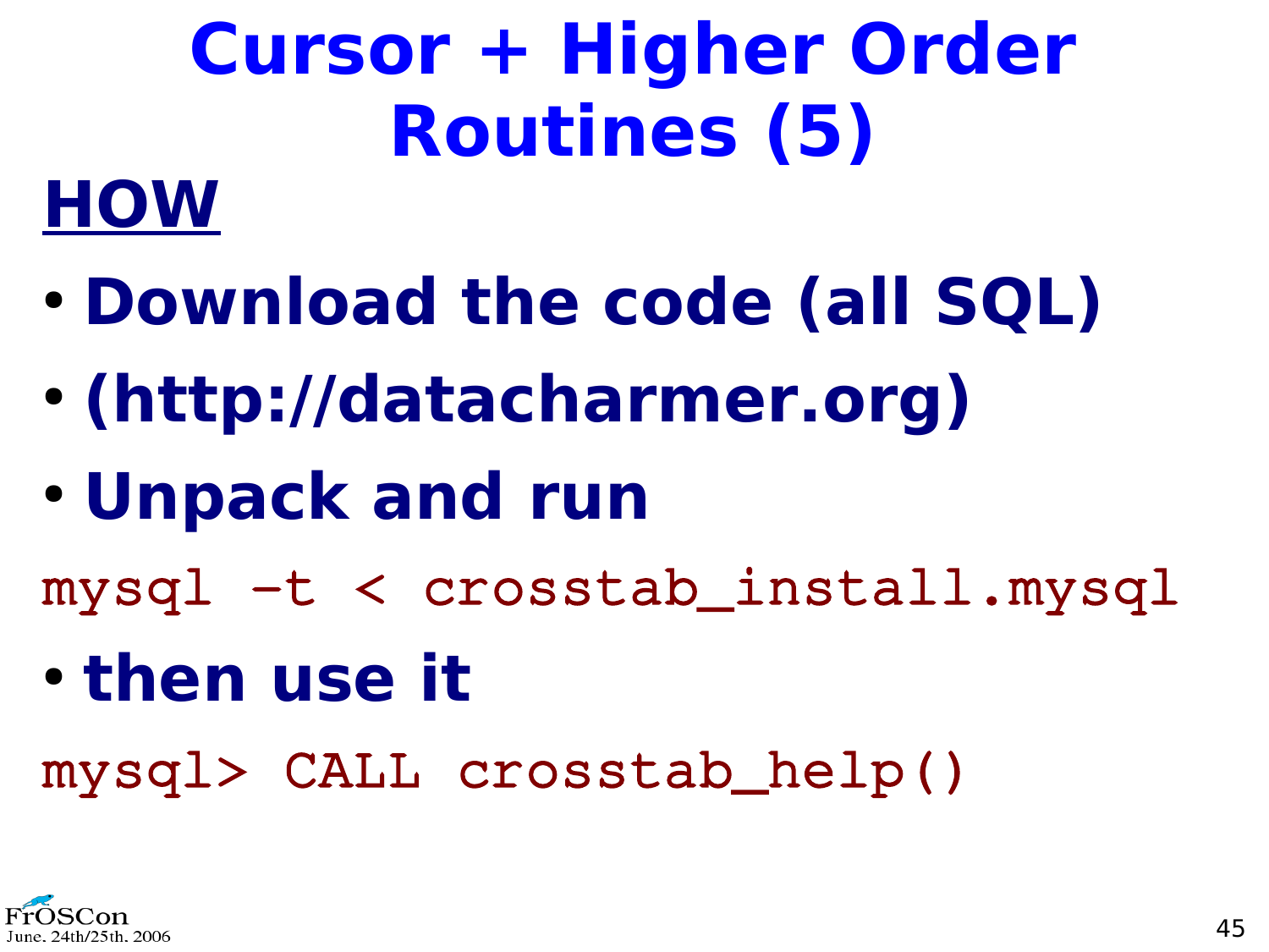# Cursor + Higher Order Routines (5)

## HOW

- **Download the code (all SQL)**
- **(http://datacharmer.org)**
- **Unpack and run**

```
mysql -t < crosstab_install.mysql
```

- **then use it**

```
mysql> CALL crosstab_help()
```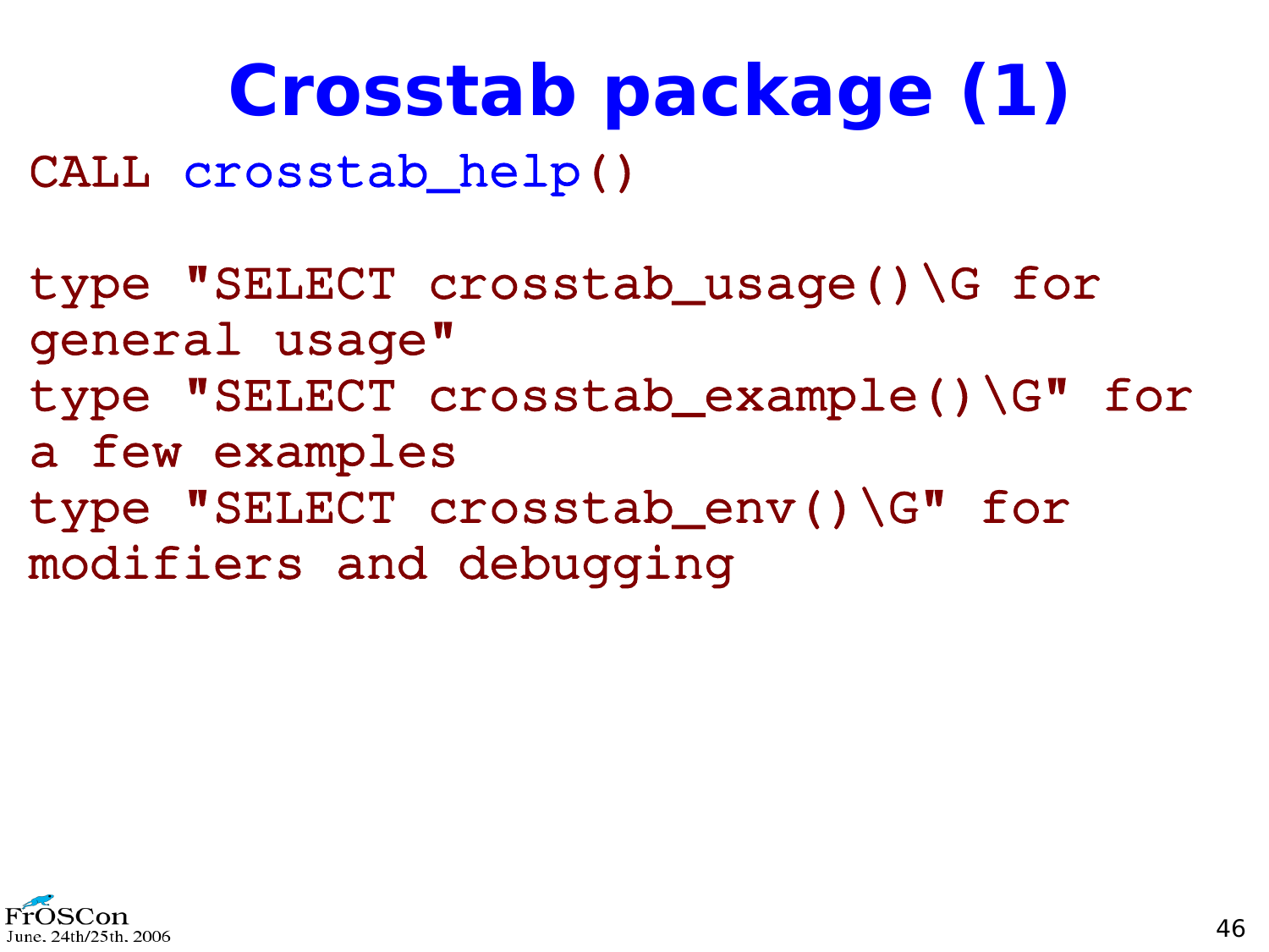# Crosstab package (1)

```
CALL crosstab_help()

type "SELECT crosstab_usage()\G for
general usage"
type "SELECT crosstab_example()\G" for
a few examples
type "SELECT crosstab_env()\G" for
modifiers and debugging
```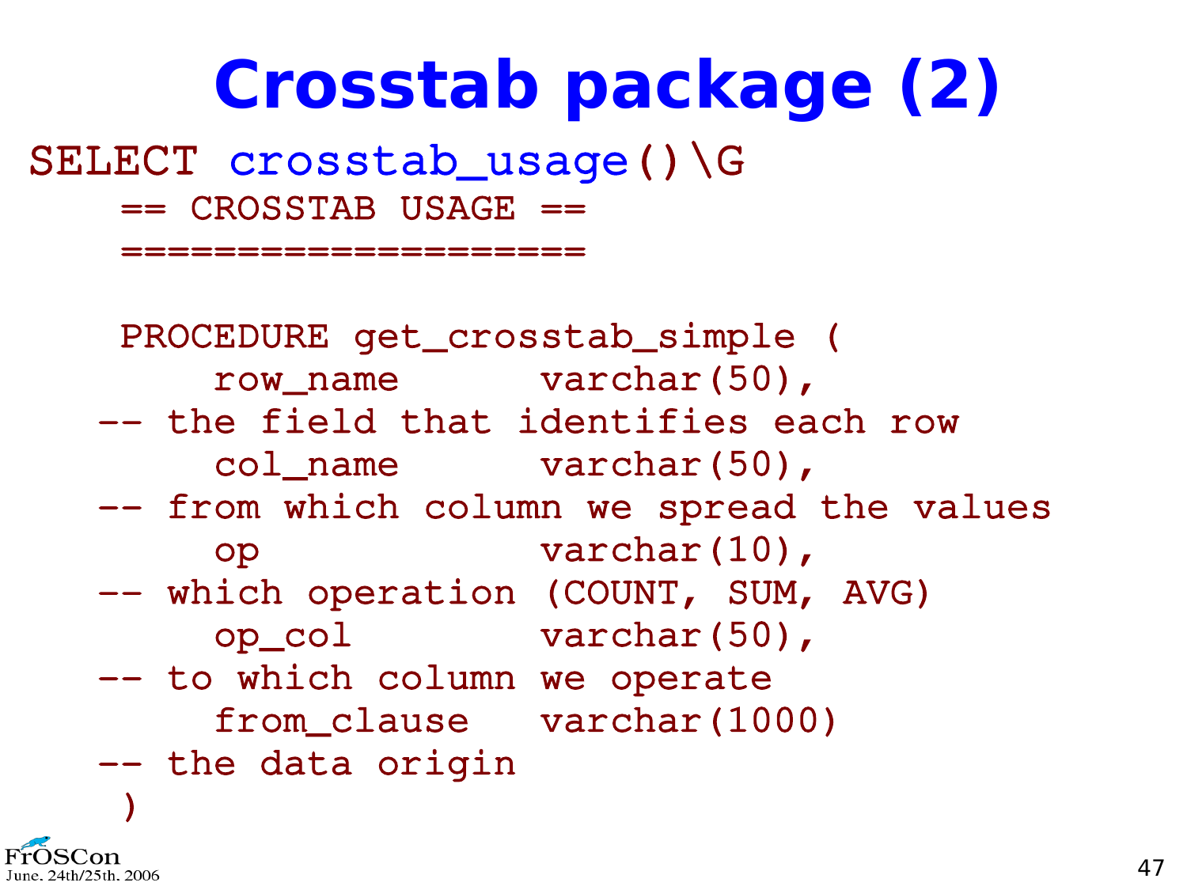# Crosstab package (2)

```
SELECT crosstab_usage()\G
    == CROSSTAB USAGE ==
    ====================

    PROCEDURE get_crosstab_simple (
        row_name        varchar(50),
   -- the field that identifies each row
        col_name        varchar(50),
   -- from which column we spread the values
        op              varchar(10),
   -- which operation (COUNT, SUM, AVG)
        op_col          varchar(50),
   -- to which column we operate
        from_clause     varchar(1000)
   -- the data origin
    )
```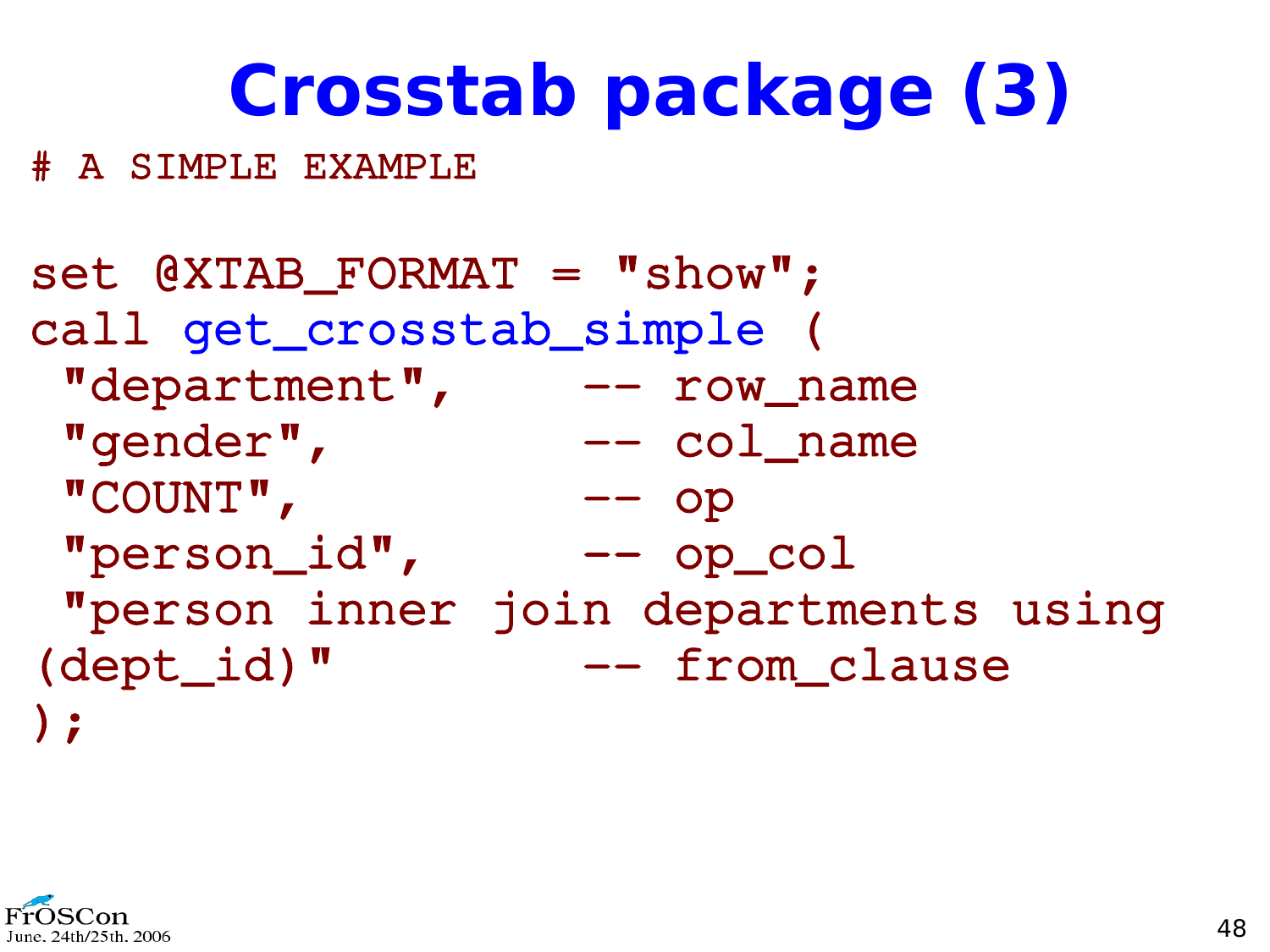# Crosstab package (3)

```
# A SIMPLE EXAMPLE

set @XTAB_FORMAT = "show";
call get_crosstab_simple (
 "department",      -- row_name
 "gender",          -- col_name
 "COUNT",           -- op
 "person_id",       -- op_col
 "person inner join departments using
(dept_id)"          -- from_clause
);
```

FrOSCon
June, 24th/25th, 2006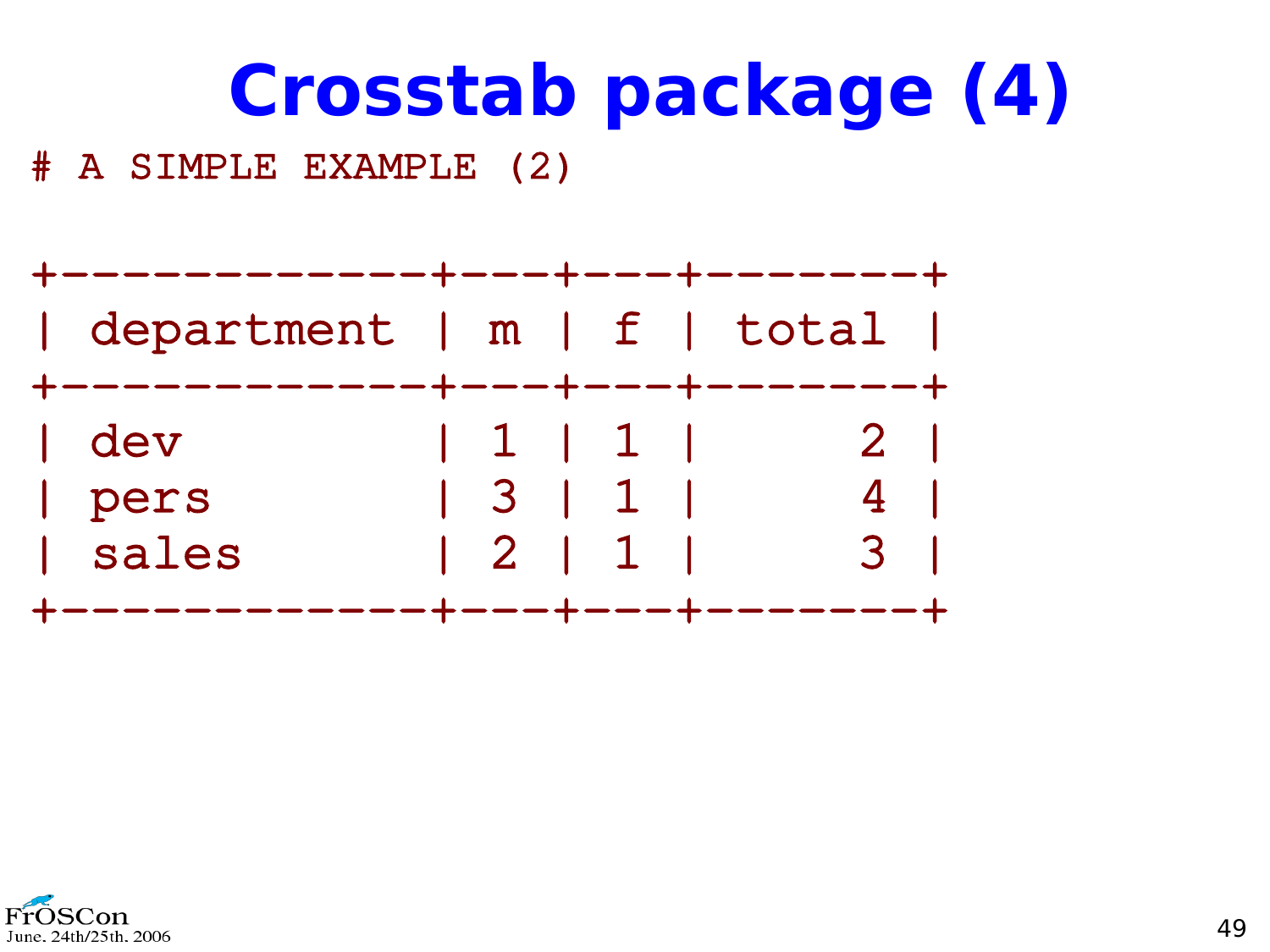# Crosstab package (4)

```
# A SIMPLE EXAMPLE (2)

+------------+---+---+-------+
| department | m | f | total |
+------------+---+---+-------+
| dev        | 1 | 1 |     2 |
| pers       | 3 | 1 |     4 |
| sales      | 2 | 1 |     3 |
+------------+---+---+-------+
```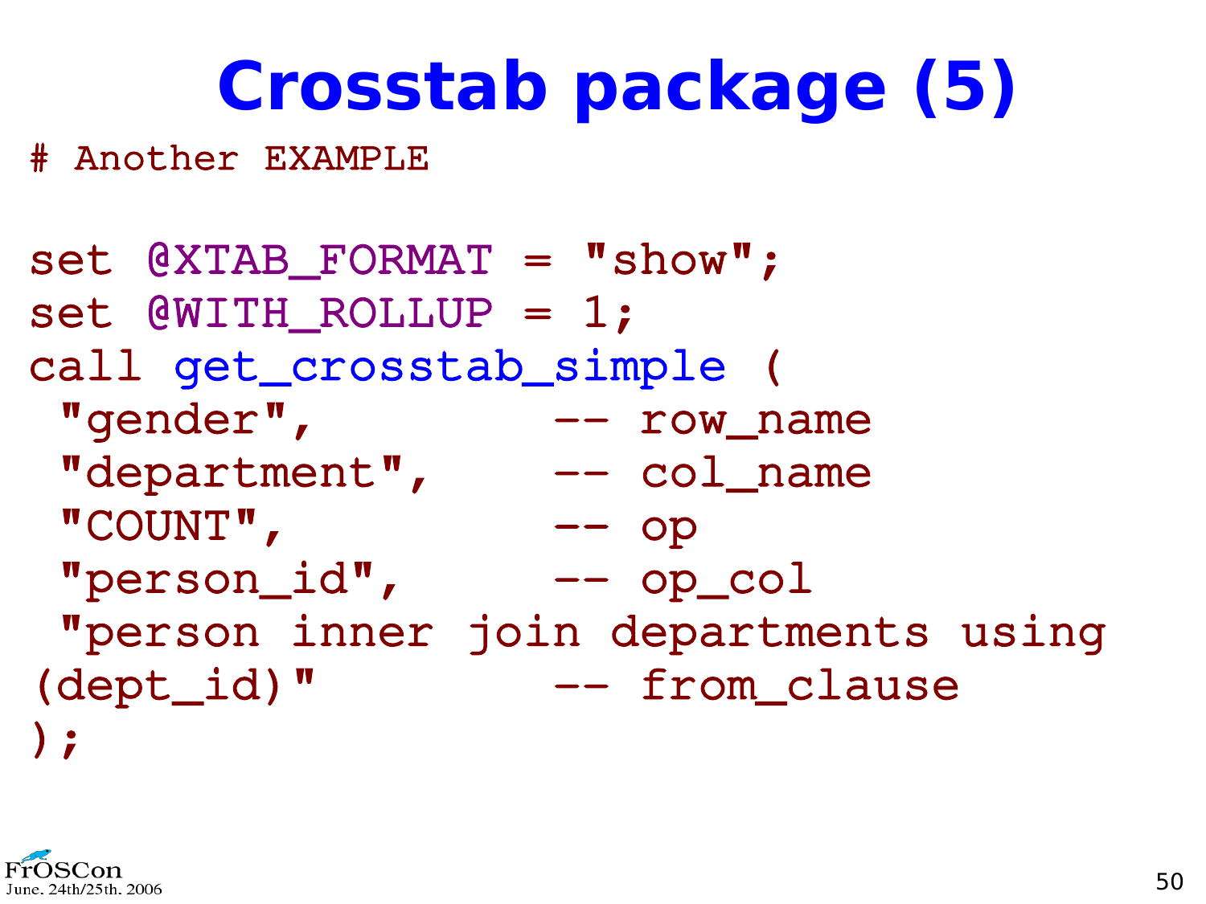# Crosstab package (5)

```
# Another EXAMPLE

set @XTAB_FORMAT = "show";
set @WITH_ROLLUP = 1;
call get_crosstab_simple (
 "gender",          -- row_name
 "department",      -- col_name
 "COUNT",           -- op
 "person_id",       -- op_col
 "person inner join departments using
(dept_id)"          -- from_clause
);
```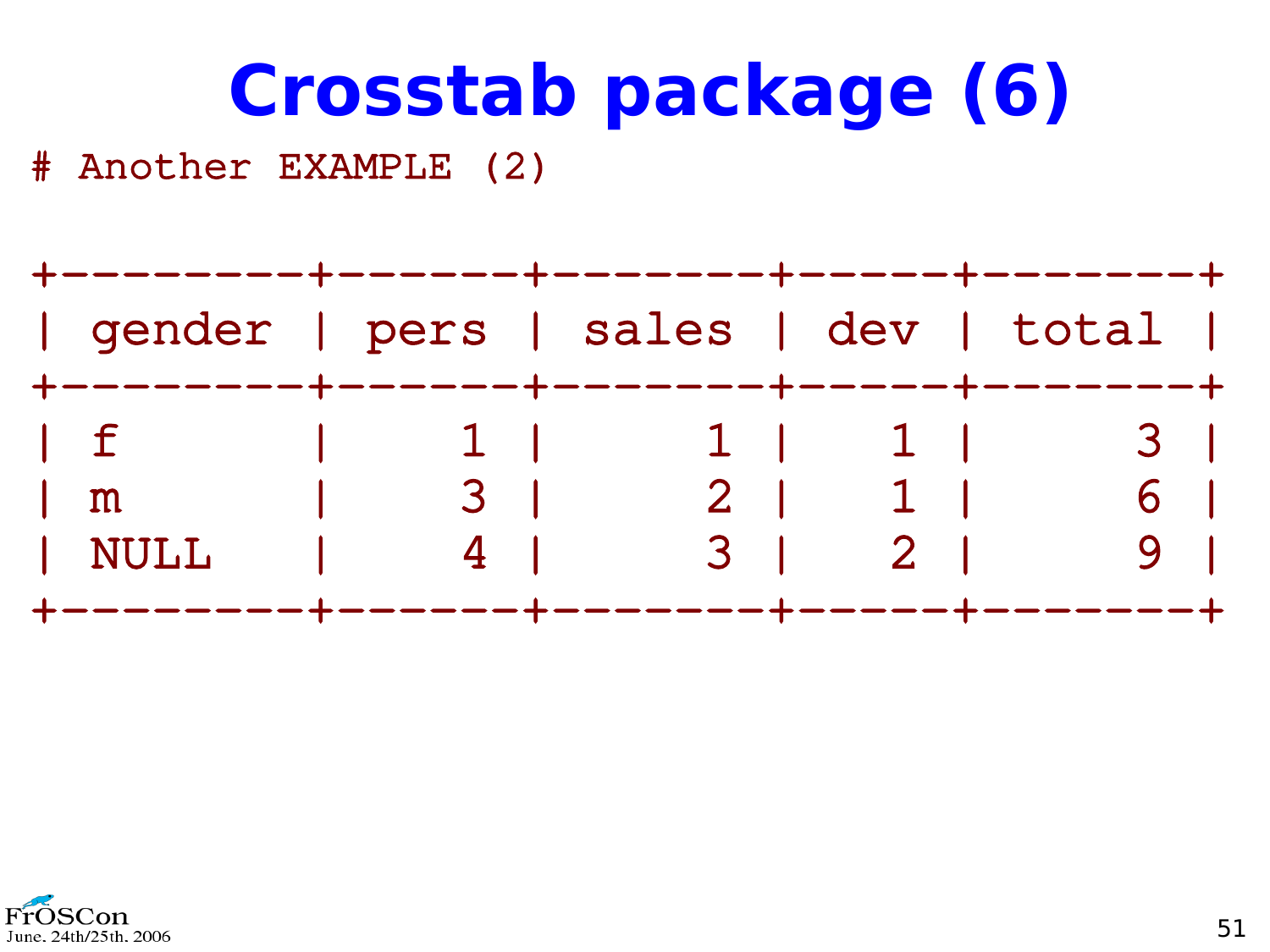# Crosstab package (6)

```
# Another EXAMPLE (2)

+--------+------+-------+-----+-------+
| gender | pers | sales | dev | total |
+--------+------+-------+-----+-------+
| f      |    1 |     1 |   1 |     3 |
| m      |    3 |     2 |   1 |     6 |
| NULL   |    4 |     3 |   2 |     9 |
+--------+------+-------+-----+-------+
```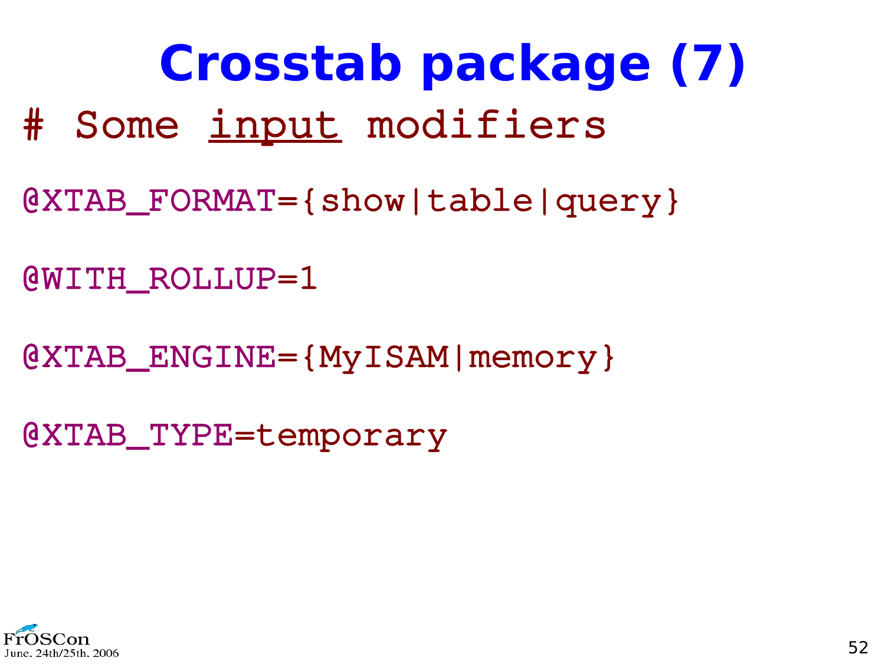# Crosstab package (7)

```
# Some input modifiers

@XTAB_FORMAT={show|table|query}

@WITH_ROLLUP=1

@XTAB_ENGINE={MyISAM|memory}

@XTAB_TYPE=temporary
```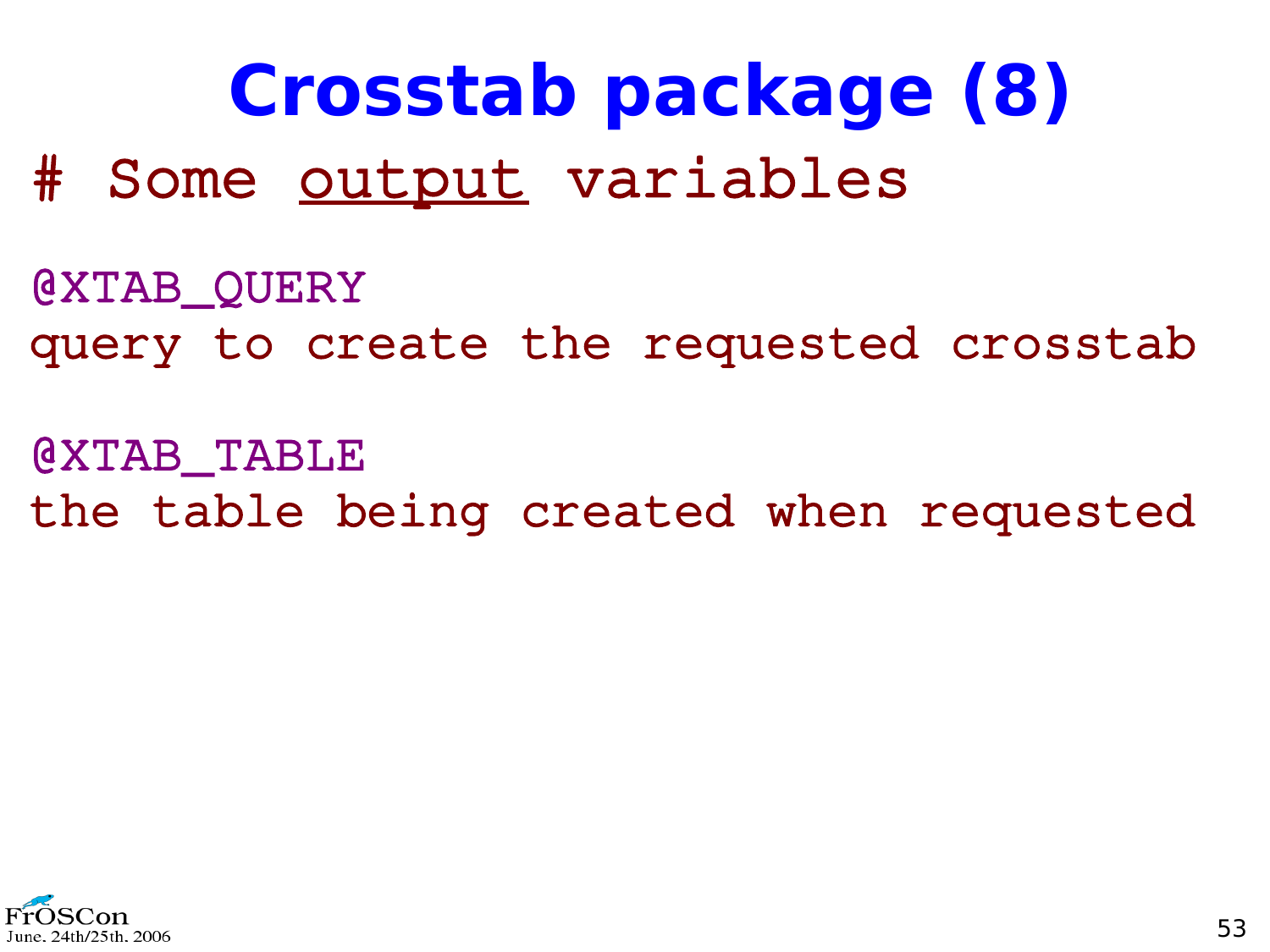# Crosstab package (8)

```
# Some output variables

@XTAB_QUERY
query to create the requested crosstab

@XTAB_TABLE
the table being created when requested
```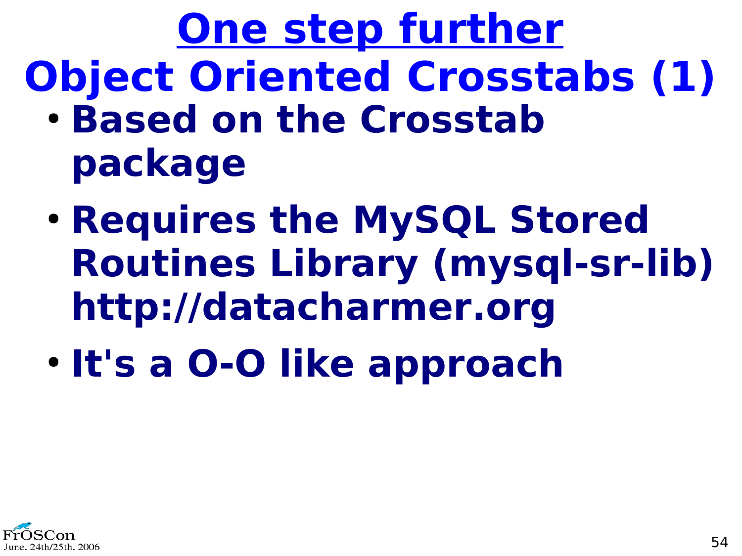# One step further

## Object Oriented Crosstabs (1)

- **Based on the Crosstab package**
- **Requires the MySQL Stored Routines Library (mysql-sr-lib) http://datacharmer.org**
- **It's a O-O like approach**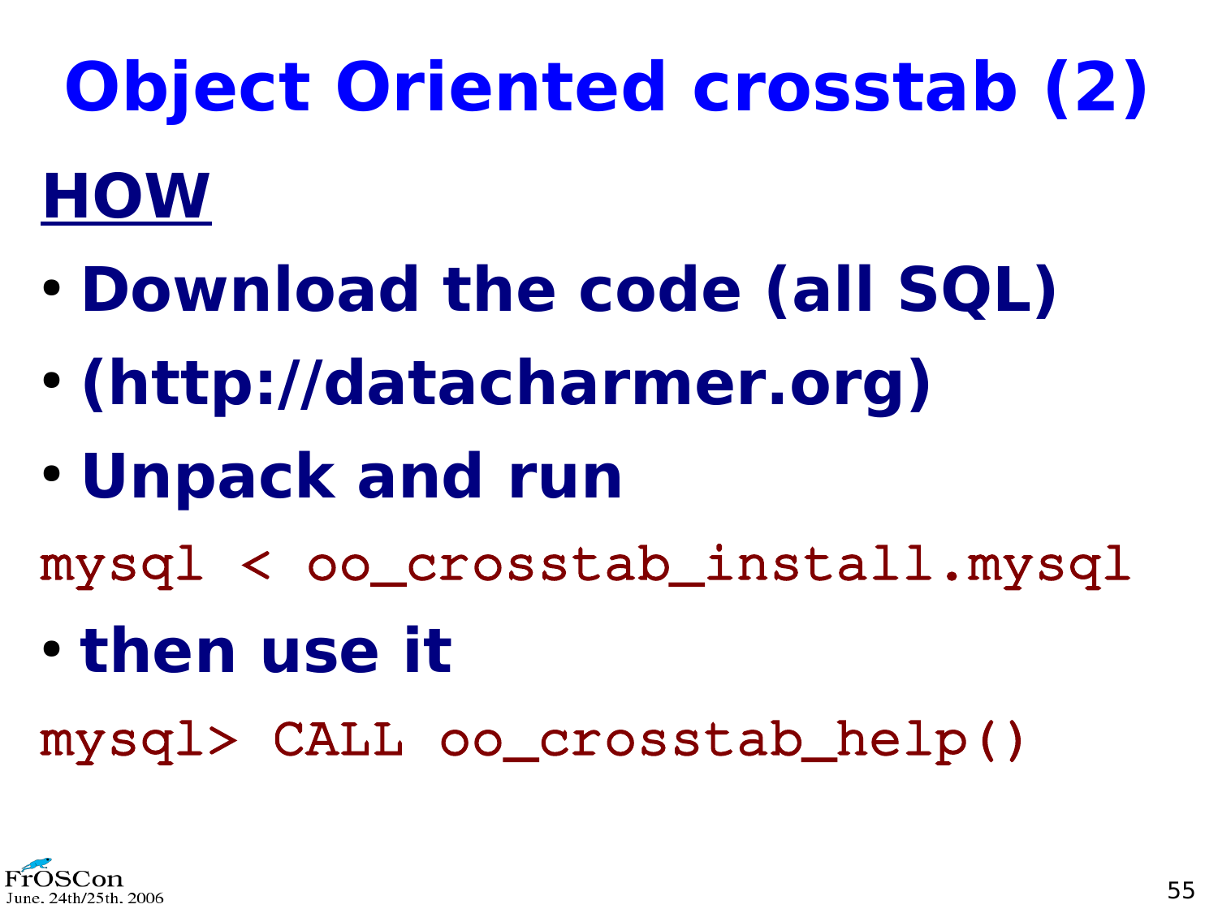# Object Oriented crosstab (2)

## HOW

- **Download the code (all SQL)**
- **(http://datacharmer.org)**
- **Unpack and run**

```
mysql < oo_crosstab_install.mysql
```

- **then use it**

```
mysql> CALL oo_crosstab_help()
```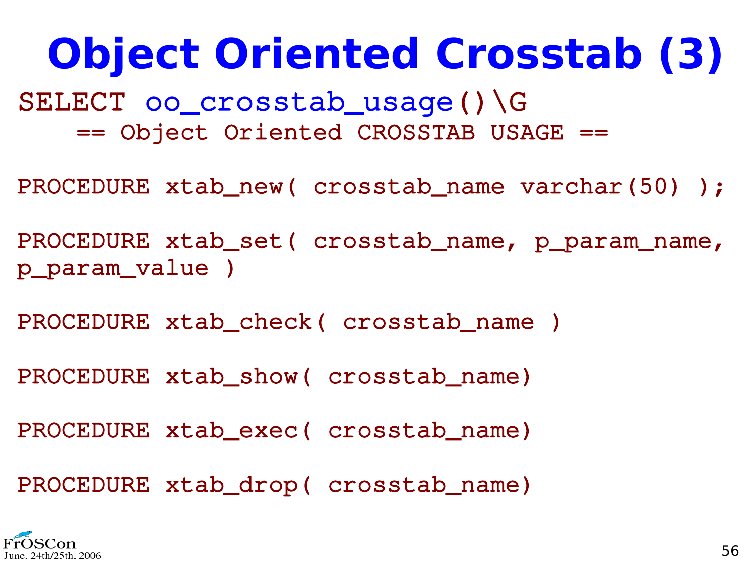# Object Oriented Crosstab (3)

```
SELECT oo_crosstab_usage()\G
    == Object Oriented CROSSTAB USAGE ==

PROCEDURE xtab_new( crosstab_name varchar(50) );

PROCEDURE xtab_set( crosstab_name, p_param_name,
p_param_value )

PROCEDURE xtab_check( crosstab_name )

PROCEDURE xtab_show( crosstab_name)

PROCEDURE xtab_exec( crosstab_name)

PROCEDURE xtab_drop( crosstab_name)
```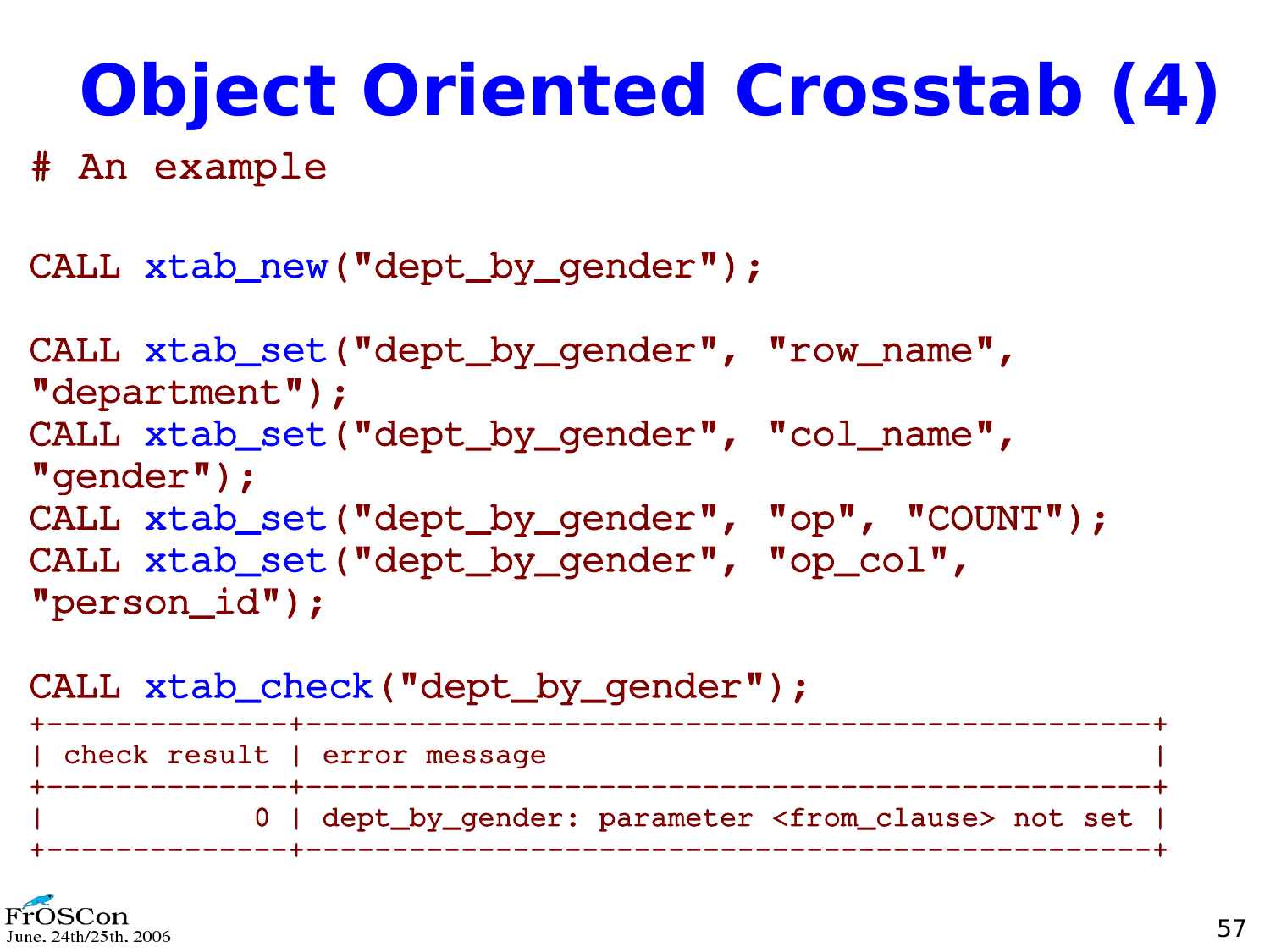# Object Oriented Crosstab (4)

```
# An example

CALL xtab_new("dept_by_gender");

CALL xtab_set("dept_by_gender", "row_name",
"department");
CALL xtab_set("dept_by_gender", "col_name",
"gender");
CALL xtab_set("dept_by_gender", "op", "COUNT");
CALL xtab_set("dept_by_gender", "op_col",
"person_id");

CALL xtab_check("dept_by_gender");
+--------------+---------------------------------------------+
| check result | error message                               |
+--------------+---------------------------------------------+
|            0 | dept_by_gender: parameter <from_clause> not set |
+--------------+---------------------------------------------+
```

FrOSCon
June. 24th/25th. 2006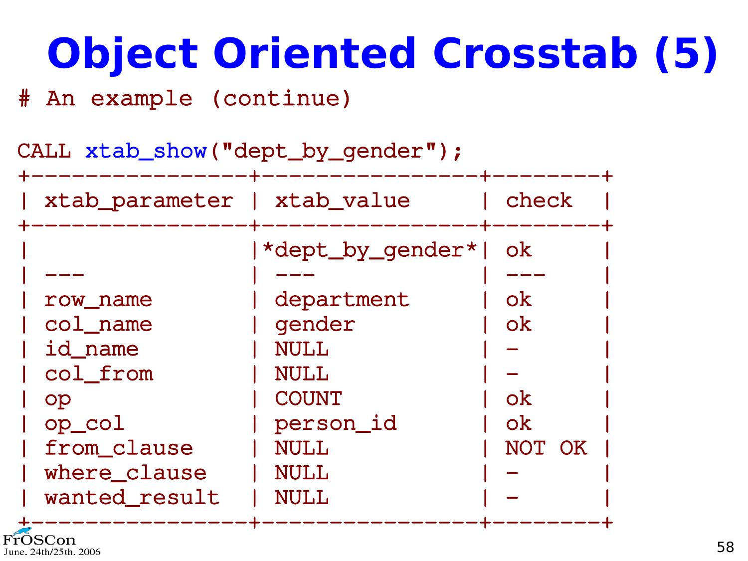# Object Oriented Crosstab (5)

```
# An example (continue)

CALL xtab_show("dept_by_gender");
+----------------+----------------+--------+
| xtab_parameter | xtab_value     | check  |
+----------------+----------------+--------+
|                |*dept_by_gender*| ok     |
| ---            | ---            | ---    |
| row_name       | department     | ok     |
| col_name       | gender         | ok     |
| id_name        | NULL           | -      |
| col_from       | NULL           | -      |
| op             | COUNT          | ok     |
| op_col         | person_id      | ok     |
| from_clause    | NULL           | NOT OK |
| where_clause   | NULL           | -      |
| wanted_result  | NULL           | -      |
+----------------+----------------+--------+
```

FrOSCon
June. 24th/25th. 2006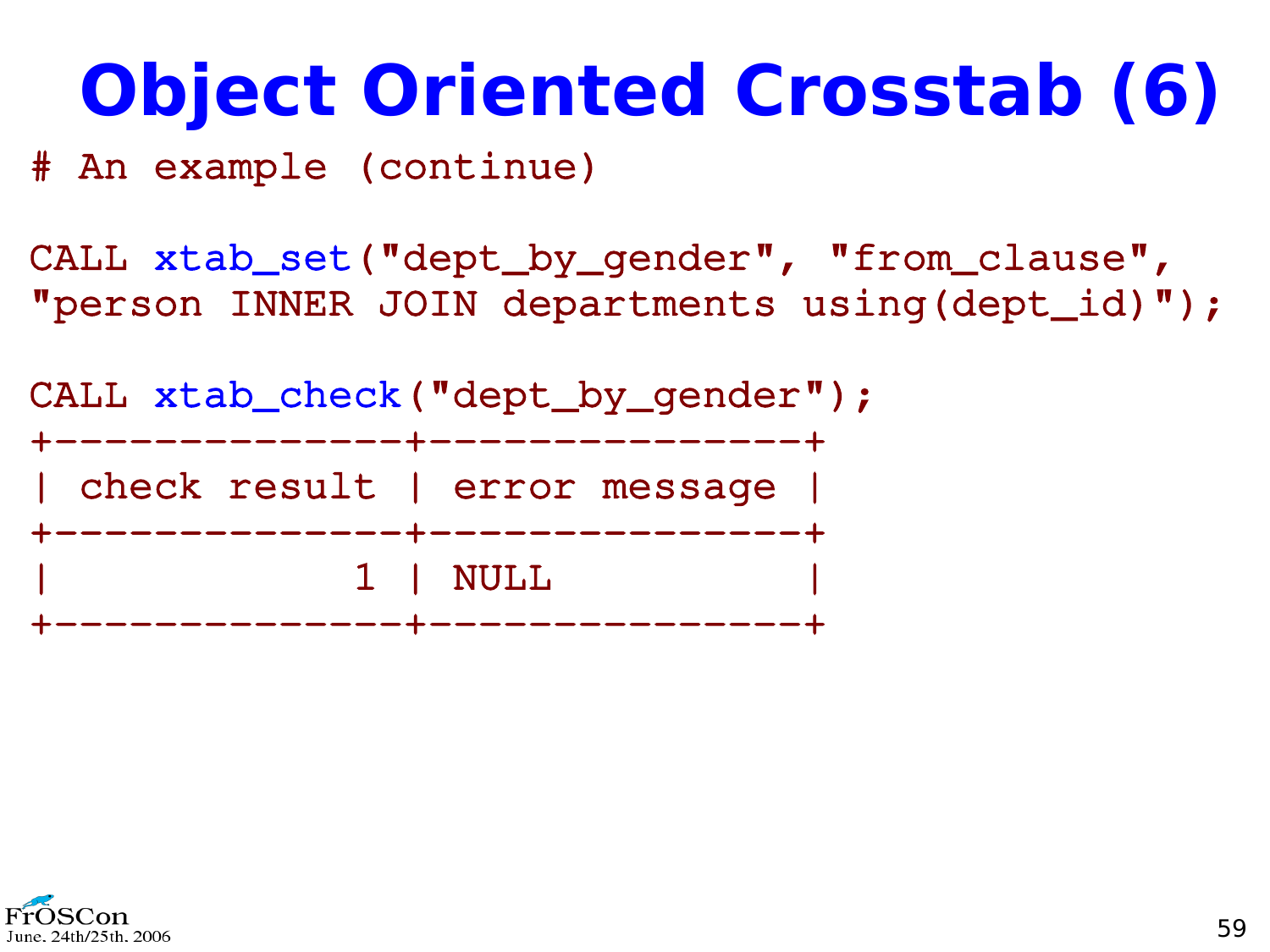# Object Oriented Crosstab (6)

```
# An example (continue)

CALL xtab_set("dept_by_gender", "from_clause",
"person INNER JOIN departments using(dept_id)");

CALL xtab_check("dept_by_gender");
+--------------+---------------+
| check result | error message |
+--------------+---------------+
|            1 | NULL          |
+--------------+---------------+
```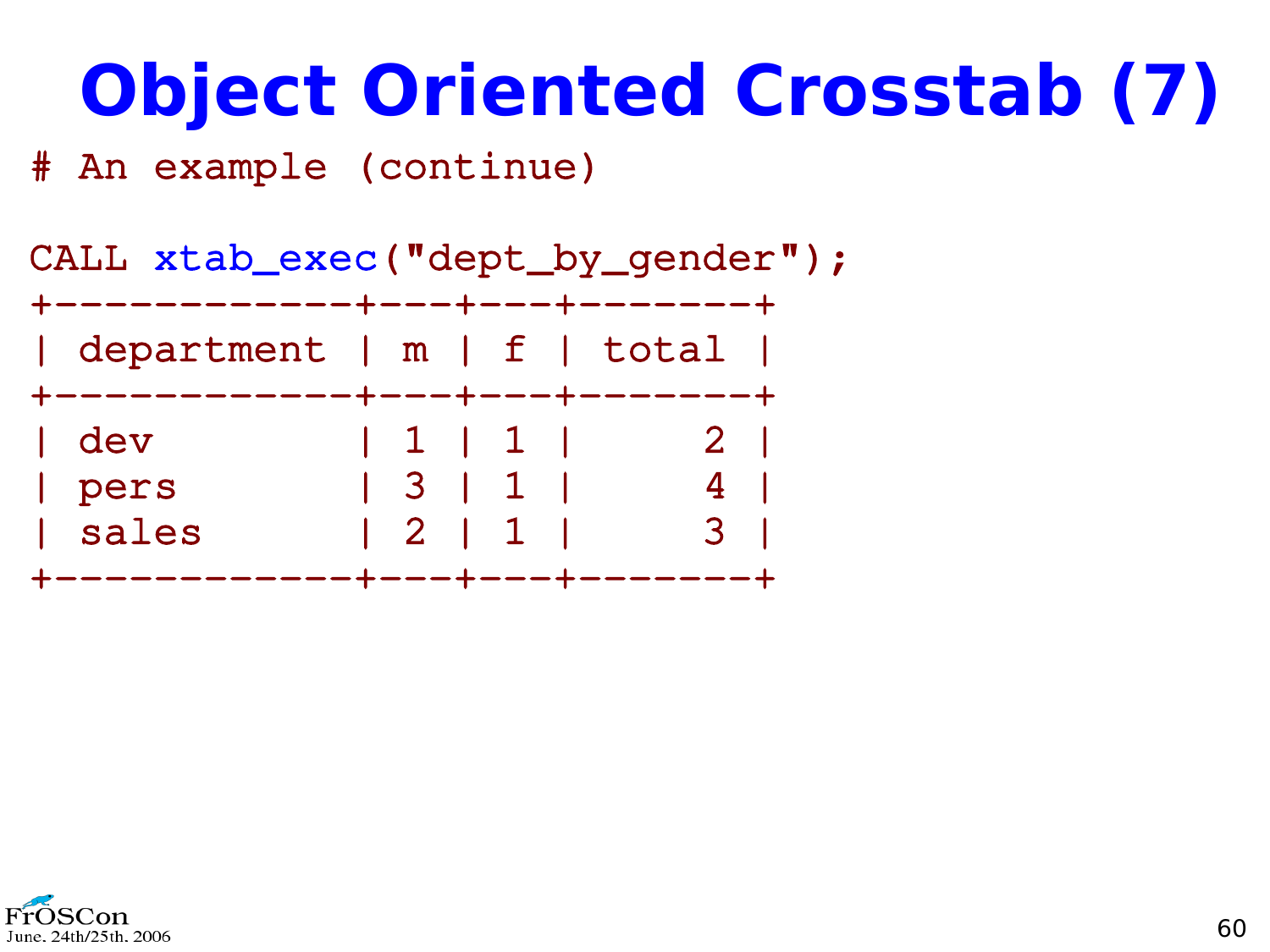# Object Oriented Crosstab (7)

```
# An example (continue)

CALL xtab_exec("dept_by_gender");
+------------+---+---+-------+
| department | m | f | total |
+------------+---+---+-------+
| dev        | 1 | 1 |     2 |
| pers       | 3 | 1 |     4 |
| sales      | 2 | 1 |     3 |
+------------+---+---+-------+
```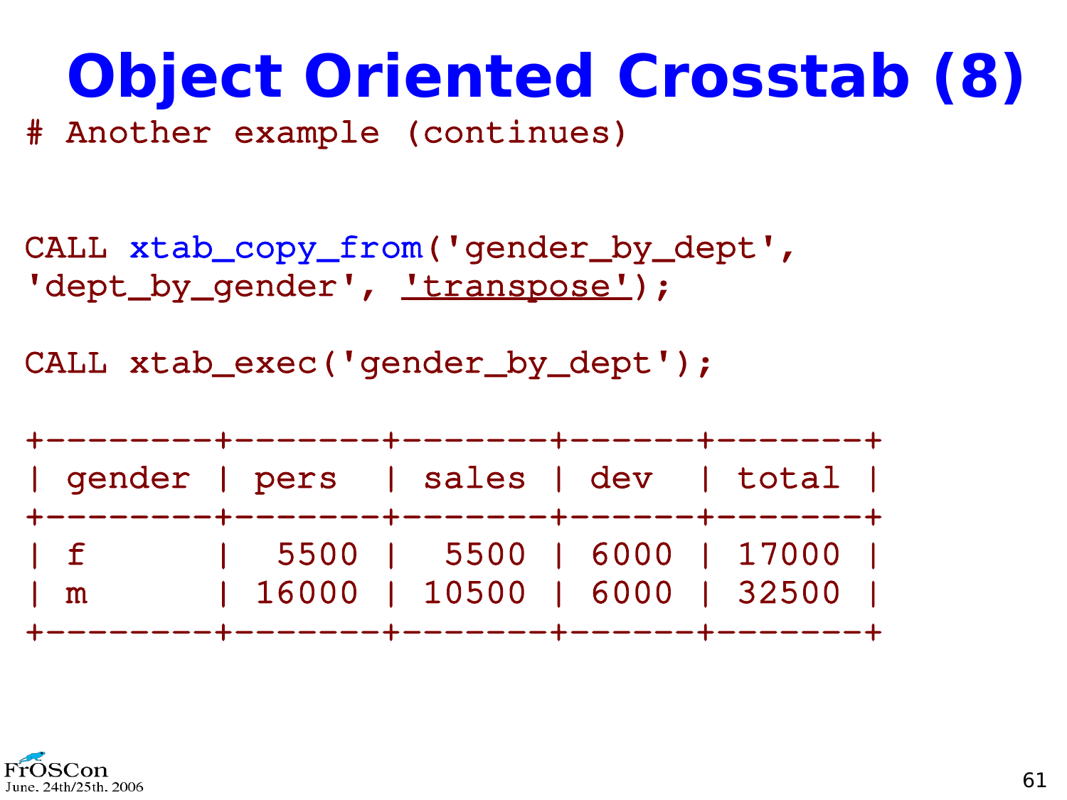# Object Oriented Crosstab (8)

```
# Another example (continues)


CALL xtab_copy_from('gender_by_dept',
'dept_by_gender', 'transpose');

CALL xtab_exec('gender_by_dept');

+--------+-------+-------+------+-------+
| gender | pers  | sales | dev  | total |
+--------+-------+-------+------+-------+
| f      |  5500 |  5500 | 6000 | 17000 |
| m      | 16000 | 10500 | 6000 | 32500 |
+--------+-------+-------+------+-------+
```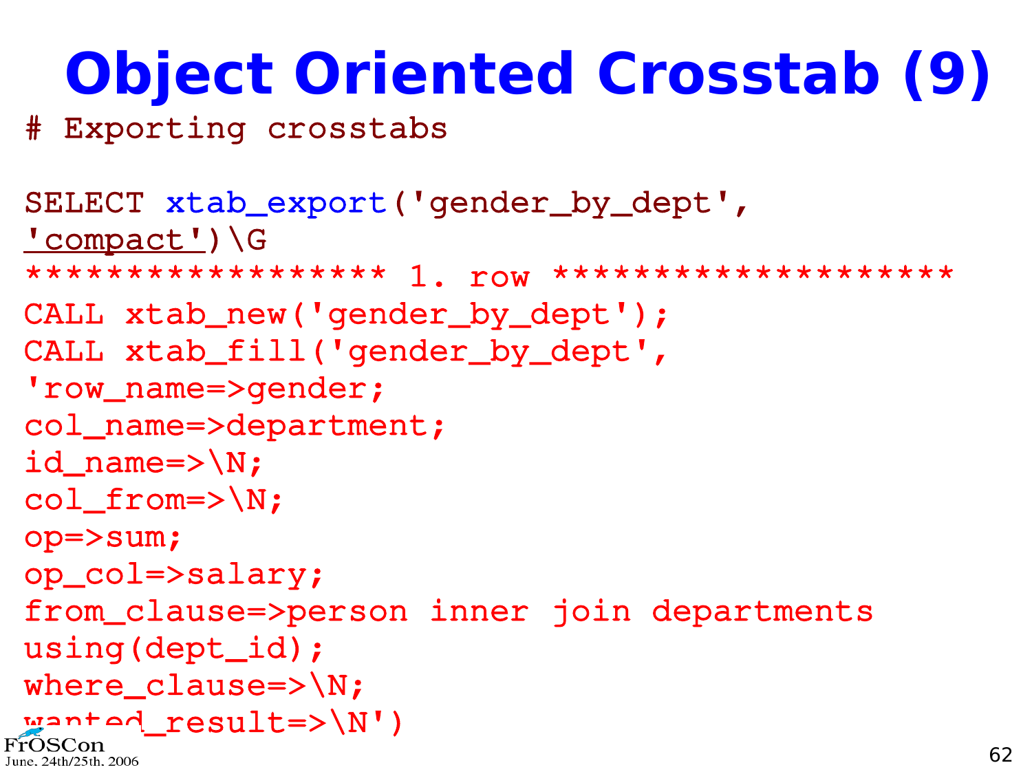# Object Oriented Crosstab (9)

```
# Exporting crosstabs

SELECT xtab_export('gender_by_dept',
'compact')\G
****************** 1. row *********************
CALL xtab_new('gender_by_dept');
CALL xtab_fill('gender_by_dept',
'row_name=>gender;
col_name=>department;
id_name=>\N;
col_from=>\N;
op=>sum;
op_col=>salary;
from_clause=>person inner join departments
using(dept_id);
where_clause=>\N;
wanted_result=>\N')
```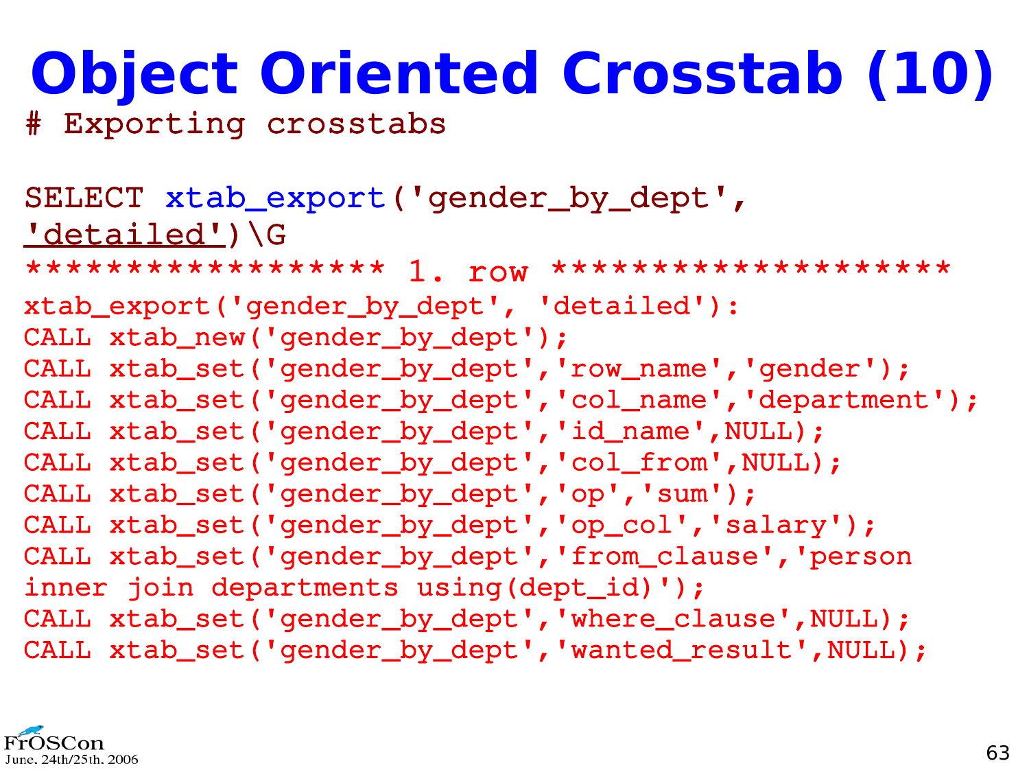# Object Oriented Crosstab (10)

```
# Exporting crosstabs

SELECT xtab_export('gender_by_dept',
'detailed')\G
****************** 1. row *********************
xtab_export('gender_by_dept', 'detailed'):
CALL xtab_new('gender_by_dept');
CALL xtab_set('gender_by_dept','row_name','gender');
CALL xtab_set('gender_by_dept','col_name','department');
CALL xtab_set('gender_by_dept','id_name',NULL);
CALL xtab_set('gender_by_dept','col_from',NULL);
CALL xtab_set('gender_by_dept','op','sum');
CALL xtab_set('gender_by_dept','op_col','salary');
CALL xtab_set('gender_by_dept','from_clause','person
inner join departments using(dept_id)');
CALL xtab_set('gender_by_dept','where_clause',NULL);
CALL xtab_set('gender_by_dept','wanted_result',NULL);
```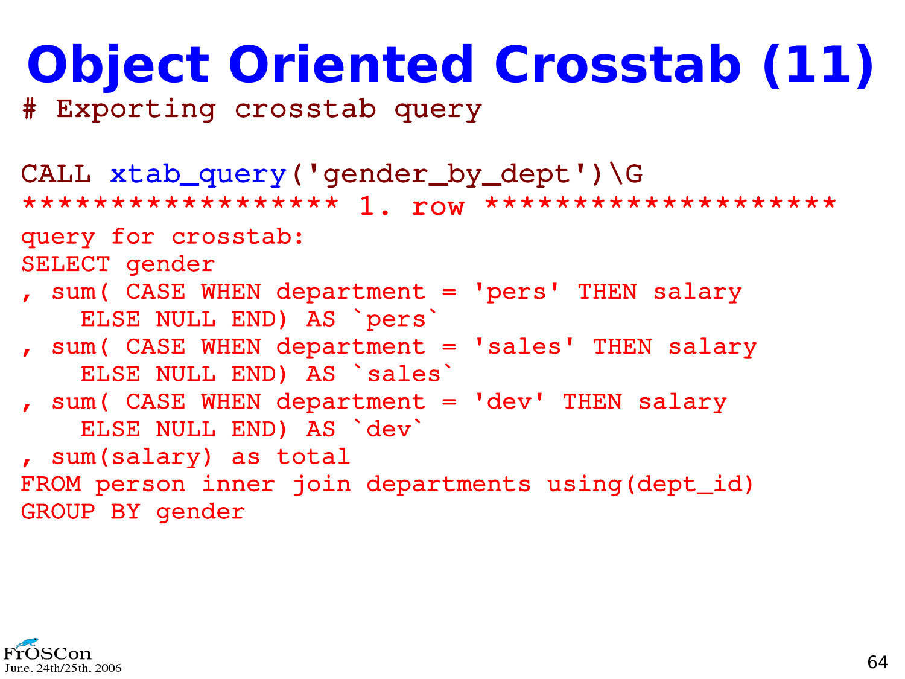# Object Oriented Crosstab (11)

```
# Exporting crosstab query

CALL xtab_query('gender_by_dept')\G
***************** 1. row *******************
query for crosstab:
SELECT gender
, sum( CASE WHEN department = 'pers' THEN salary
    ELSE NULL END) AS `pers`
, sum( CASE WHEN department = 'sales' THEN salary
    ELSE NULL END) AS `sales`
, sum( CASE WHEN department = 'dev' THEN salary
    ELSE NULL END) AS `dev`
, sum(salary) as total
FROM person inner join departments using(dept_id)
GROUP BY gender
```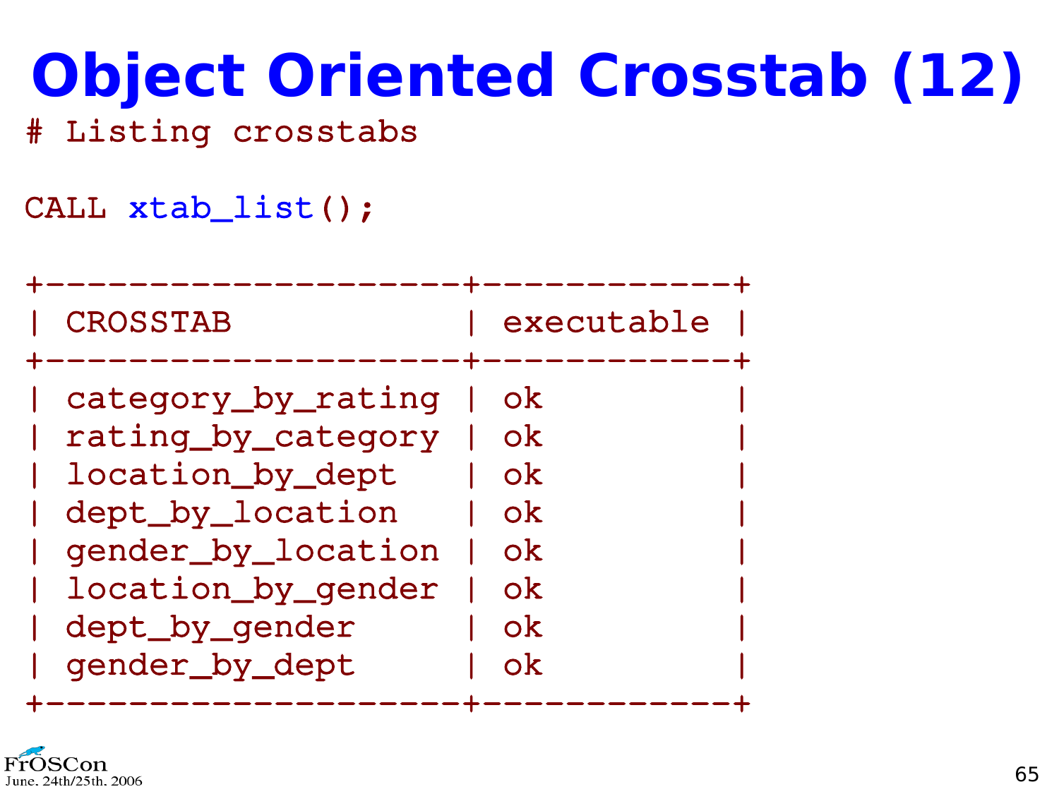# Object Oriented Crosstab (12)

```
# Listing crosstabs

CALL xtab_list();

+--------------------+------------+
| CROSSTAB           | executable |
+--------------------+------------+
| category_by_rating | ok         |
| rating_by_category | ok         |
| location_by_dept   | ok         |
| dept_by_location   | ok         |
| gender_by_location | ok         |
| location_by_gender | ok         |
| dept_by_gender     | ok         |
| gender_by_dept     | ok         |
+--------------------+------------+
```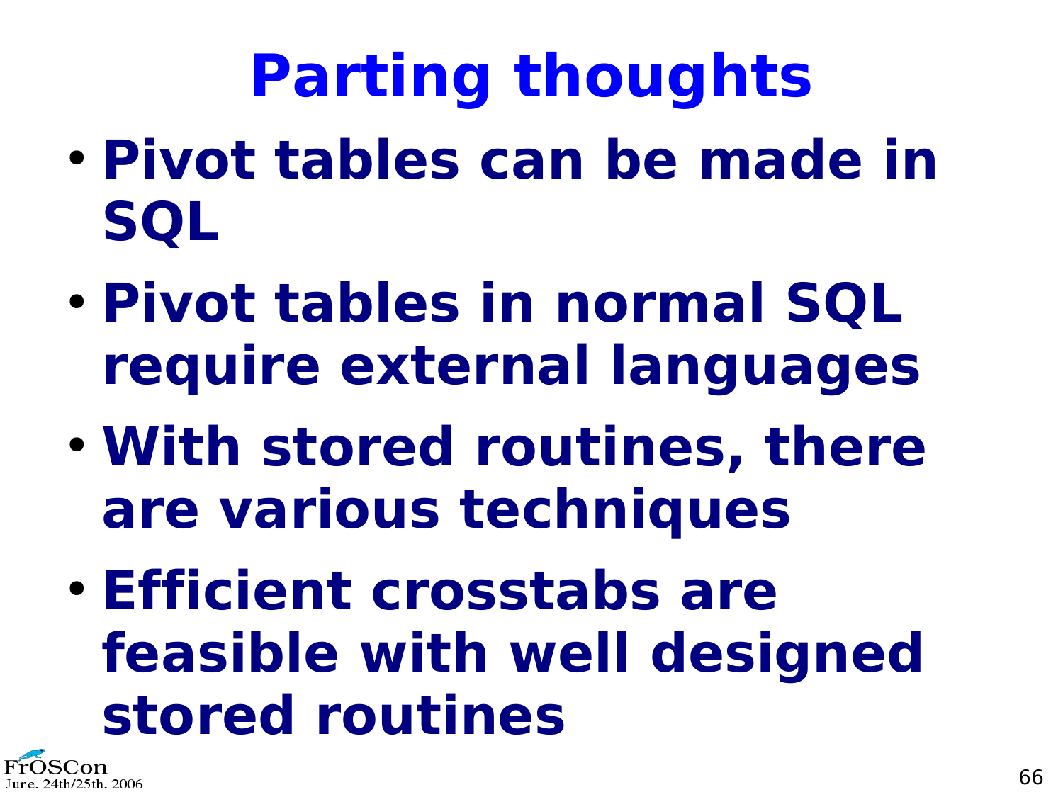# Parting thoughts

- **Pivot tables can be made in SQL**
- **Pivot tables in normal SQL require external languages**
- **With stored routines, there are various techniques**
- **Efficient crosstabs are feasible with well designed stored routines**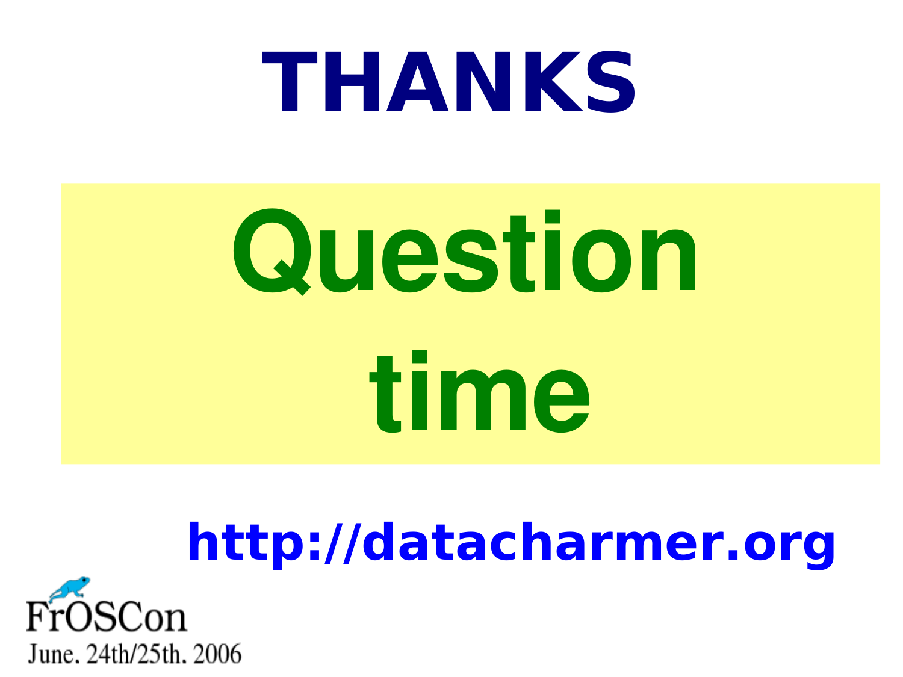# THANKS

## Question time

**http://datacharmer.org**

FrOSCon
June. 24th/25th. 2006